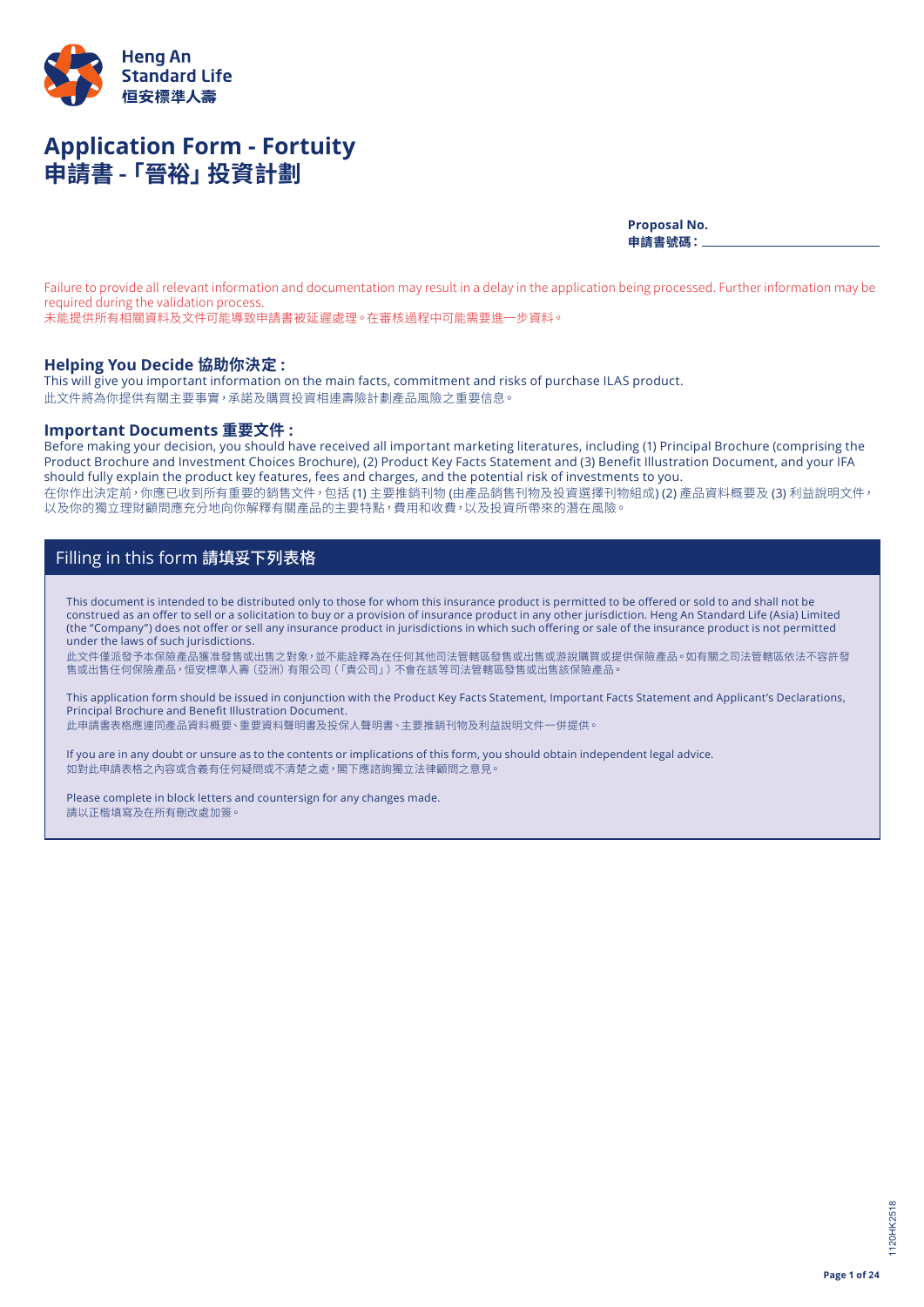Heng An Standard Life
恒安標準人壽

# Application Form - Fortuity
# 申請書 -「晉裕」投資計劃

**Proposal No.**
**申請書號碼：** ____________________

Failure to provide all relevant information and documentation may result in a delay in the application being processed. Further information may be required during the validation process.
未能提供所有相關資料及文件可能導致申請書被延遲處理。在審核過程中可能需要進一步資料。

## Helping You Decide 協助你決定：

This will give you important information on the main facts, commitment and risks of purchase ILAS product.
此文件將為你提供有關主要事實，承諾及購買投資相連壽險計劃產品風險之重要信息。

## Important Documents 重要文件：

Before making your decision, you should have received all important marketing literatures, including (1) Principal Brochure (comprising the Product Brochure and Investment Choices Brochure), (2) Product Key Facts Statement and (3) Benefit Illustration Document, and your IFA should fully explain the product key features, fees and charges, and the potential risk of investments to you.
在你作出決定前，你應已收到所有重要的銷售文件，包括 (1) 主要推銷刊物 (由產品銷售刊物及投資選擇刊物組成) (2) 產品資料概要及 (3) 利益說明文件，以及你的獨立理財顧問應充分地向你解釋有關產品的主要特點，費用和收費，以及投資所帶來的潛在風險。

## Filling in this form 請填妥下列表格

This document is intended to be distributed only to those for whom this insurance product is permitted to be offered or sold to and shall not be construed as an offer to sell or a solicitation to buy or a provision of insurance product in any other jurisdiction. Heng An Standard Life (Asia) Limited (the "Company") does not offer or sell any insurance product in jurisdictions in which such offering or sale of the insurance product is not permitted under the laws of such jurisdictions.
此文件僅派發予本保險產品獲准發售或出售之對象，並不能詮釋為在任何其他司法管轄區發售或出售或游說購買或提供保險產品。如有關之司法管轄區依法不容許發售或出售任何保險產品，恒安標準人壽（亞洲）有限公司（「貴公司」）不會在該等司法管轄區發售或出售該保險產品。

This application form should be issued in conjunction with the Product Key Facts Statement, Important Facts Statement and Applicant's Declarations, Principal Brochure and Benefit Illustration Document.
此申請書表格應連同產品資料概要、重要資料聲明書及投保人聲明書、主要推銷刊物及利益說明文件一併提供。

If you are in any doubt or unsure as to the contents or implications of this form, you should obtain independent legal advice.
如對此申請表格之內容或含義有任何疑問或不清楚之處，閣下應諮詢獨立法律顧問之意見。

Please complete in block letters and countersign for any changes made.
請以正楷填寫及在所有刪改處加簽。

1120HK2518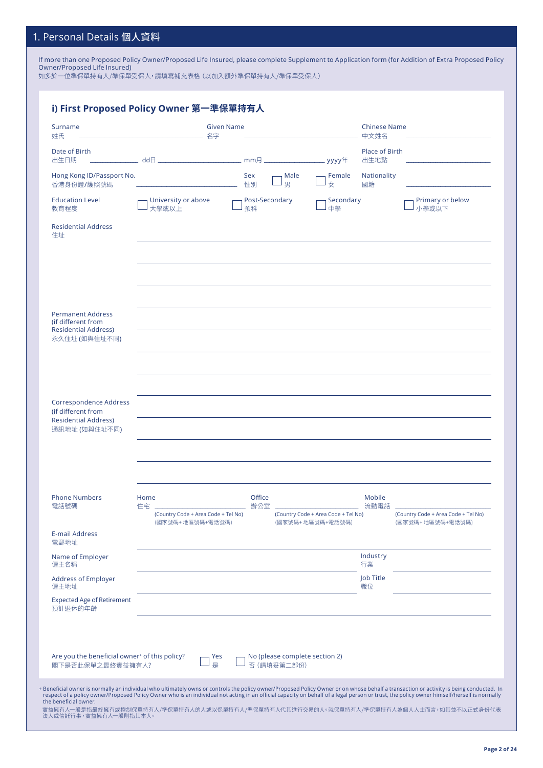## 1. Personal Details 個人資料

If more than one Proposed Policy Owner/Proposed Life Insured, please complete Supplement to Application form (for Addition of Extra Proposed Policy Owner/Proposed Life Insured)
如多於一位準保單持有人/準保單受保人，請填寫補充表格（以加入額外準保單持有人/準保單受保人）

### i) First Proposed Policy Owner 第一準保單持有人

Surname 姓氏 ____________________ Given Name 名字 ____________________ Chinese Name 中文姓名 ____________________

Date of Birth 出生日期 __________ dd日 __________ mm月 __________ yyyy年 Place of Birth 出生地點 ____________________

Hong Kong ID/Passport No. 香港身份證/護照號碼 ____________________ Sex 性別 ☐ Male 男 ☐ Female 女 Nationality 國籍 ____________________

Education Level 教育程度 ☐ University or above 大學或以上 ☐ Post-Secondary 預科 ☐ Secondary 中學 ☐ Primary or below 小學或以下

Residential Address 住址
____________________________________________
____________________________________________
____________________________________________
____________________________________________

Permanent Address (if different from Residential Address) 永久住址 (如與住址不同)
____________________________________________
____________________________________________
____________________________________________
____________________________________________

Correspondence Address (if different from Residential Address) 通訊地址 (如與住址不同)
____________________________________________
____________________________________________
____________________________________________
____________________________________________

Phone Numbers 電話號碼

Home 住宅 ____________________ (Country Code + Area Code + Tel No) (國家號碼+地區號碼+電話號碼)

Office 辦公室 ____________________ (Country Code + Area Code + Tel No) (國家號碼+地區號碼+電話號碼)

Mobile 流動電話 ____________________ (Country Code + Area Code + Tel No) (國家號碼+地區號碼+電話號碼)

E-mail Address 電郵地址 ____________________________________________

Name of Employer 僱主名稱 ____________________ Industry 行業 ____________________

Address of Employer 僱主地址 ____________________ Job Title 職位 ____________________

Expected Age of Retirement 預計退休的年齡 ____________________________________________

Are you the beneficial owner+ of this policy? 閣下是否此保單之最終實益擁有人? ☐ Yes 是 ☐ No (please complete section 2) 否（請填妥第二部份）

+ Beneficial owner is normally an individual who ultimately owns or controls the policy owner/Proposed Policy Owner or on whose behalf a transaction or activity is being conducted. In respect of a policy owner/Proposed Policy Owner who is an individual not acting in an official capacity on behalf of a legal person or trust, the policy owner himself/herself is normally the beneficial owner.
實益擁有人一般是指最終擁有或控制保單持有人/準保單持有人的人或以保單持有人/準保單持有人代其進行交易的人。就保單持有人/準保單持有人為個人人士而言，如其並不以正式身份代表法人或信託行事，實益擁有人一般則指其本人。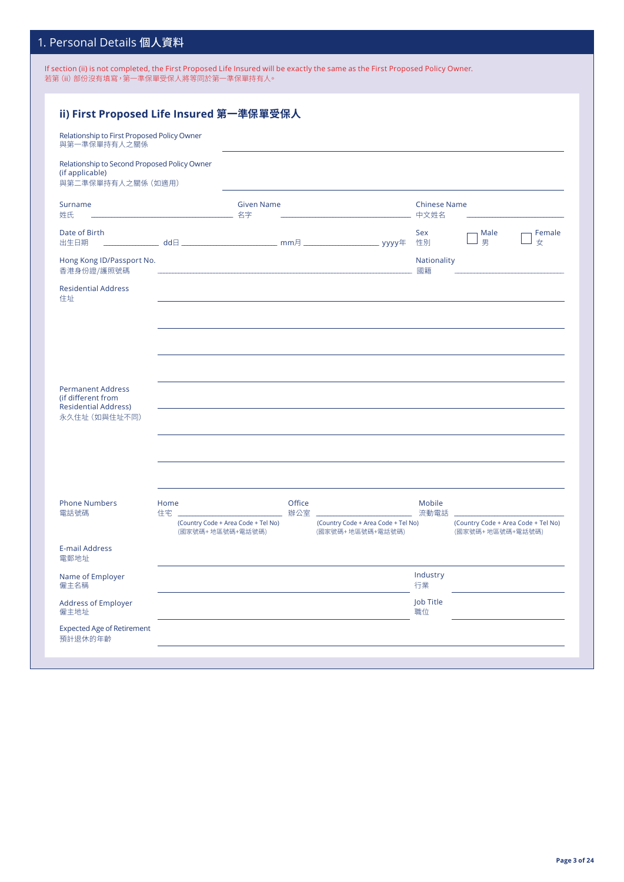## 1. Personal Details 個人資料

If section (ii) is not completed, the First Proposed Life Insured will be exactly the same as the First Proposed Policy Owner.
若第 (ii) 部份沒有填寫，第一準保單受保人將等同於第一準保單持有人。

### ii) First Proposed Life Insured 第一準保單受保人

Relationship to First Proposed Policy Owner
與第一準保單持有人之關係 ______________________________

Relationship to Second Proposed Policy Owner (if applicable)
與第二準保單持有人之關係（如適用） ______________________________

Surname 姓氏 ____________ Given Name 名字 ____________ Chinese Name 中文姓名 ____________

Date of Birth 出生日期 ______ dd日 ______ mm月 ______ yyyy年 Sex 性別 ☐ Male 男 ☐ Female 女

Hong Kong ID/Passport No. 香港身份證/護照號碼 ______________________________ Nationality 國籍 ____________

Residential Address 住址 ______________________________

______________________________

______________________________

______________________________

Permanent Address (if different from Residential Address) 永久住址（如與住址不同） ______________________________

______________________________

______________________________

______________________________

Phone Numbers 電話號碼

Home 住宅 ____________ (Country Code + Area Code + Tel No) (國家號碼+地區號碼+電話號碼)

Office 辦公室 ____________ (Country Code + Area Code + Tel No) (國家號碼+地區號碼+電話號碼)

Mobile 流動電話 ____________ (Country Code + Area Code + Tel No) (國家號碼+地區號碼+電話號碼)

E-mail Address 電郵地址 ______________________________

Name of Employer 僱主名稱 ____________ Industry 行業 ____________

Address of Employer 僱主地址 ____________ Job Title 職位 ____________

Expected Age of Retirement 預計退休的年齡 ______________________________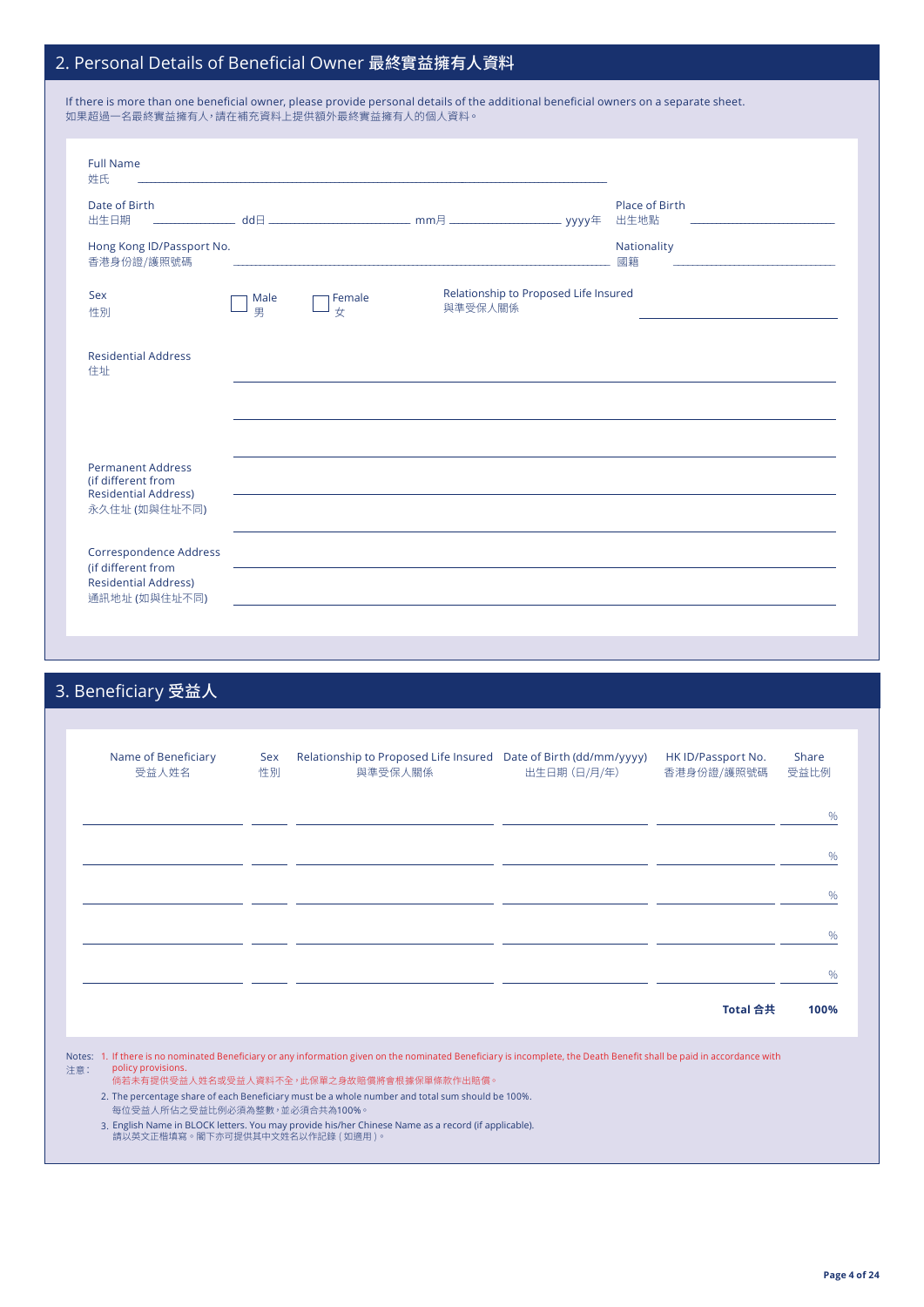## 2. Personal Details of Beneficial Owner 最終實益擁有人資料

If there is more than one beneficial owner, please provide personal details of the additional beneficial owners on a separate sheet.
如果超過一名最終實益擁有人，請在補充資料上提供額外最終實益擁有人的個人資料。

Full Name
姓氏 ______________________________

Date of Birth
出生日期 ________ dd日 ________ mm月 ________ yyyy年

Place of Birth
出生地點 ________

Hong Kong ID/Passport No.
香港身份證/護照號碼 ______________________________

Nationality
國籍 ________

Sex
性別 ☐ Male 男 ☐ Female 女

Relationship to Proposed Life Insured
與準受保人關係 ________

Residential Address
住址 ______________________________

Permanent Address (if different from Residential Address)
永久住址 (如與住址不同) ______________________________

Correspondence Address (if different from Residential Address)
通訊地址 (如與住址不同) ______________________________

## 3. Beneficiary 受益人

| Name of Beneficiary 受益人姓名 | Sex 性別 | Relationship to Proposed Life Insured 與準受保人關係 | Date of Birth (dd/mm/yyyy) 出生日期 (日/月/年) | HK ID/Passport No. 香港身份證/護照號碼 | Share 受益比例 |
|---|---|---|---|---|---|
| | | | | | % |
| | | | | | % |
| | | | | | % |
| | | | | | % |
| | | | | | % |
| | | | | **Total 合共** | **100%** |

Notes:
注意：

1. If there is no nominated Beneficiary or any information given on the nominated Beneficiary is incomplete, the Death Benefit shall be paid in accordance with policy provisions.
倘若未有提供受益人姓名或受益人資料不全，此保單之身故賠償將會根據保單條款作出賠償。
2. The percentage share of each Beneficiary must be a whole number and total sum should be 100%.
每位受益人所佔之受益比例必須為整數，並必須合共為100%。
3. English Name in BLOCK letters. You may provide his/her Chinese Name as a record (if applicable).
請以英文正楷填寫。閣下亦可提供其中文姓名以作記錄（如適用）。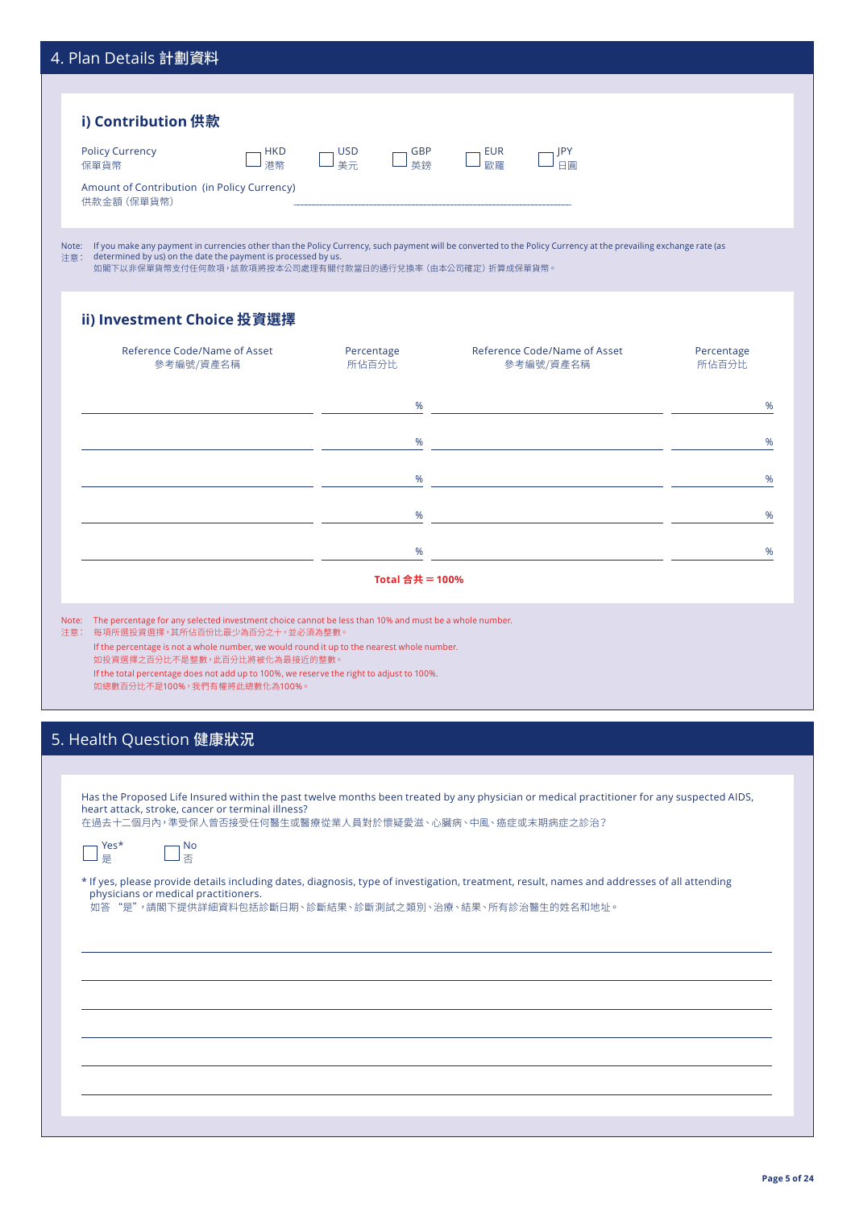## 4. Plan Details 計劃資料

### i) Contribution 供款

Policy Currency
保單貨幣

☐ HKD 港幣 ☐ USD 美元 ☐ GBP 英鎊 ☐ EUR 歐羅 ☐ JPY 日圓

Amount of Contribution (in Policy Currency)
供款金額（保單貨幣） ______________________________

Note: If you make any payment in currencies other than the Policy Currency, such payment will be converted to the Policy Currency at the prevailing exchange rate (as determined by us) on the date the payment is processed by us.
注意： 如閣下以非保單貨幣支付任何款項，該款項將按本公司處理有關付款當日的通行兌換率（由本公司確定）折算成保單貨幣。

### ii) Investment Choice 投資選擇

| Reference Code/Name of Asset<br>參考編號/資產名稱 | Percentage<br>所佔百分比 | Reference Code/Name of Asset<br>參考編號/資產名稱 | Percentage<br>所佔百分比 |
|---|---|---|---|
| | % | | % |
| | % | | % |
| | % | | % |
| | % | | % |
| | % | | % |

**Total 合共 = 100%**

Note: The percentage for any selected investment choice cannot be less than 10% and must be a whole number.
注意： 每項所選投資選擇，其所佔百份比最少為百分之十，並必須為整數。

If the percentage is not a whole number, we would round it up to the nearest whole number.
如投資選擇之百分比不是整數，此百分比將被化為最接近的整數。

If the total percentage does not add up to 100%, we reserve the right to adjust to 100%.
如總數百分比不是100%，我們有權將此總數化為100%。

## 5. Health Question 健康狀況

Has the Proposed Life Insured within the past twelve months been treated by any physician or medical practitioner for any suspected AIDS, heart attack, stroke, cancer or terminal illness?
在過去十二個月內，準受保人曾否接受任何醫生或醫療從業人員對於懷疑愛滋、心臟病、中風、癌症或末期病症之診治？

☐ Yes* 是 ☐ No 否

* If yes, please provide details including dates, diagnosis, type of investigation, treatment, result, names and addresses of all attending physicians or medical practitioners.
如答 "是"，請閣下提供詳細資料包括診斷日期、診斷結果、診斷測試之類別、治療、結果、所有診治醫生的姓名和地址。

______________________________

______________________________

______________________________

______________________________

______________________________

______________________________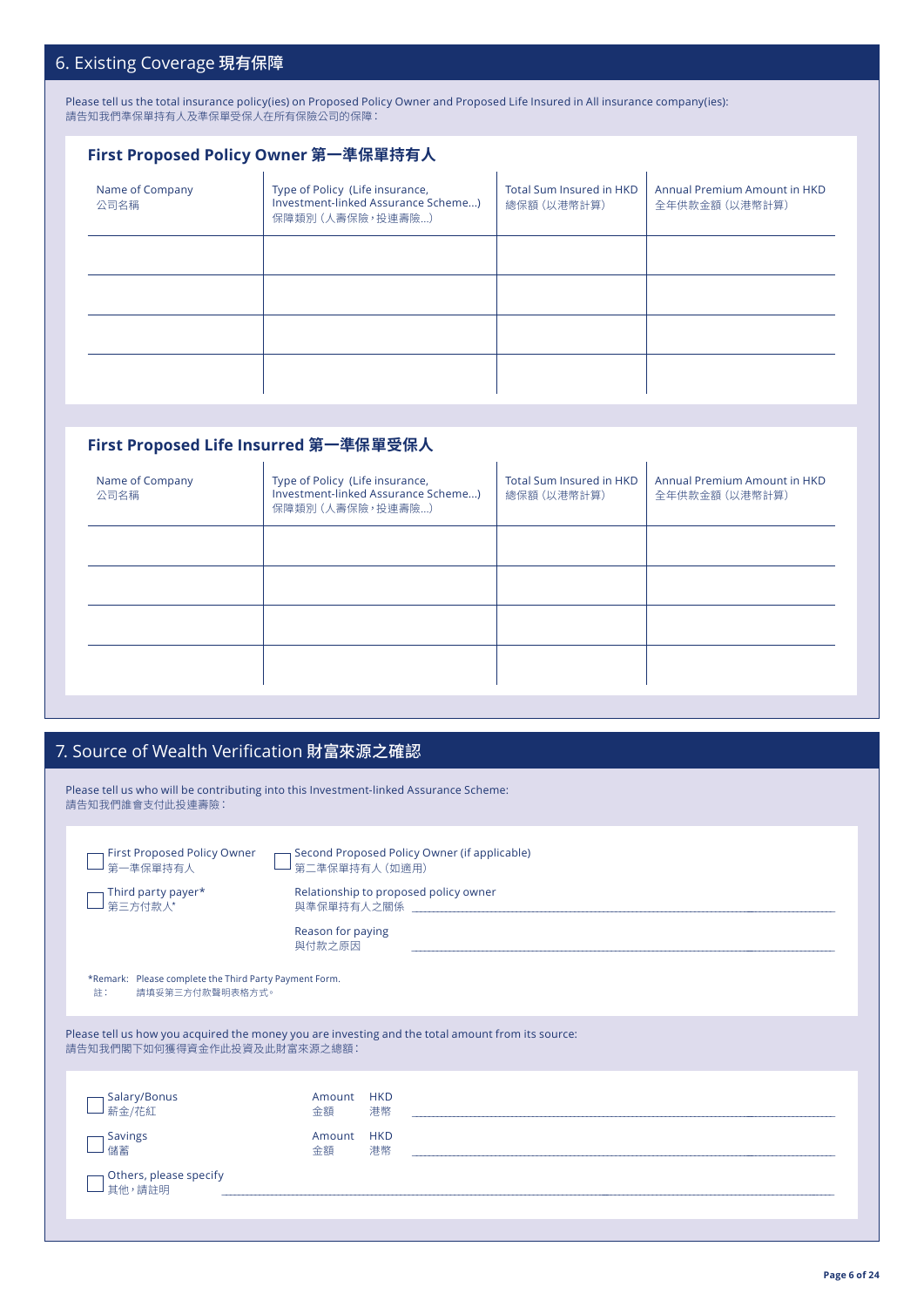## 6. Existing Coverage 現有保障

Please tell us the total insurance policy(ies) on Proposed Policy Owner and Proposed Life Insured in All insurance company(ies):
請告知我們準保單持有人及準保單受保人在所有保險公司的保障：

### First Proposed Policy Owner 第一準保單持有人

| Name of Company 公司名稱 | Type of Policy (Life insurance, Investment-linked Assurance Scheme...) 保障類別（人壽保險，投連壽險...） | Total Sum Insured in HKD 總保額（以港幣計算） | Annual Premium Amount in HKD 全年供款金額（以港幣計算） |
|---|---|---|---|
| | | | |
| | | | |
| | | | |
| | | | |

### First Proposed Life Insured 第一準保單受保人

| Name of Company 公司名稱 | Type of Policy (Life insurance, Investment-linked Assurance Scheme...) 保障類別（人壽保險，投連壽險...） | Total Sum Insured in HKD 總保額（以港幣計算） | Annual Premium Amount in HKD 全年供款金額（以港幣計算） |
|---|---|---|---|
| | | | |
| | | | |
| | | | |
| | | | |

## 7. Source of Wealth Verification 財富來源之確認

Please tell us who will be contributing into this Investment-linked Assurance Scheme:
請告知我們誰會支付此投連壽險：

☐ First Proposed Policy Owner 第一準保單持有人

☐ Second Proposed Policy Owner (if applicable) 第二準保單持有人（如適用）

☐ Third party payer* 第三方付款人*

Relationship to proposed policy owner 與準保單持有人之關係 ____________________

Reason for paying 與付款之原因 ____________________

*Remark: Please complete the Third Party Payment Form.
註： 請填妥第三方付款聲明表格方式。

Please tell us how you acquired the money you are investing and the total amount from its source:
請告知我們閣下如何獲得資金作此投資及此財富來源之總額：

☐ Salary/Bonus 薪金/花紅 — Amount 金額 HKD 港幣 ____________________

☐ Savings 儲蓄 — Amount 金額 HKD 港幣 ____________________

☐ Others, please specify 其他，請註明 ____________________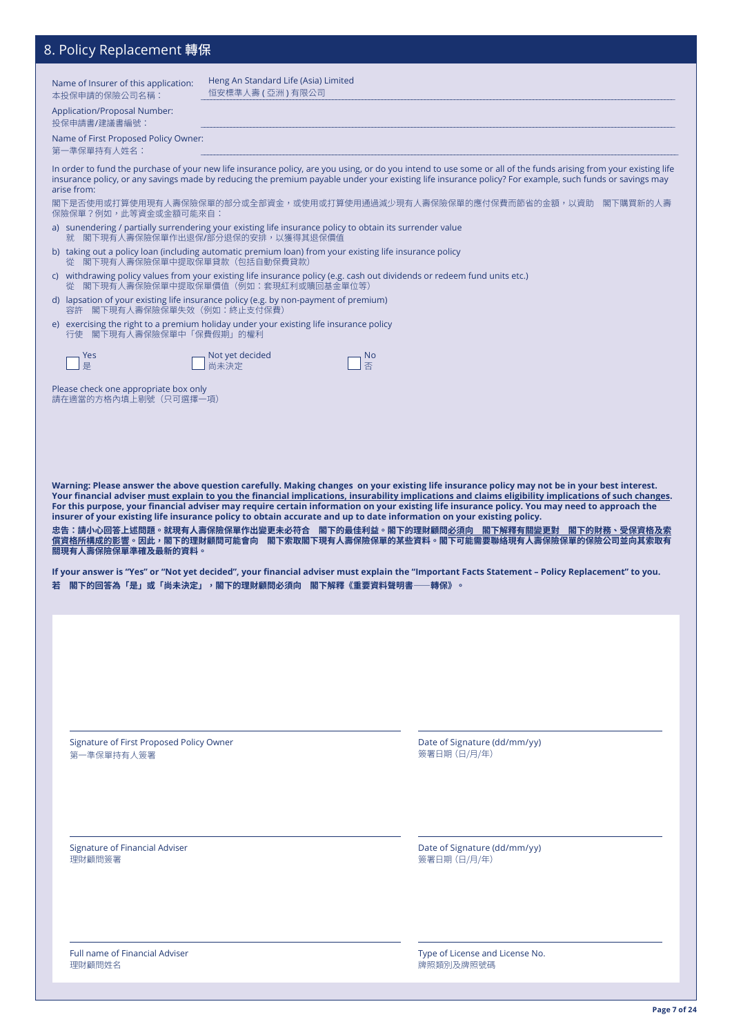## 8. Policy Replacement 轉保

Name of Insurer of this application:
本投保申請的保險公司名稱： Heng An Standard Life (Asia) Limited
恒安標準人壽 ( 亞洲 ) 有限公司

Application/Proposal Number:
投保申請書/建議書編號：

Name of First Proposed Policy Owner:
第一準保單持有人姓名：

In order to fund the purchase of your new life insurance policy, are you using, or do you intend to use some or all of the funds arising from your existing life insurance policy, or any savings made by reducing the premium payable under your existing life insurance policy? For example, such funds or savings may arise from:

閣下是否使用或打算使用現有人壽保險保單的部分或全部資金，或使用或打算使用通過減少現有人壽保險保單的應付保費而節省的金額，以資助 閣下購買新的人壽保險保單？例如，此等資金或金額可能來自：

a) sunendering / partially surrendering your existing life insurance policy to obtain its surrender value
就 閣下現有人壽保險保單作出退保/部分退保的安排，以獲得其退保價值

b) taking out a policy loan (including automatic premium loan) from your existing life insurance policy
從 閣下現有人壽保險保單中提取保單貸款（包括自動保費貸款）

c) withdrawing policy values from your existing life insurance policy (e.g. cash out dividends or redeem fund units etc.)
從 閣下現有人壽保險保單中提取保單價值（例如：套現紅利或贖回基金單位等）

d) lapsation of your existing life insurance policy (e.g. by non-payment of premium)
容許 閣下現有人壽保險保單失效（例如：終止支付保費）

e) exercising the right to a premium holiday under your existing life insurance policy
行使 閣下現有人壽保險保單中「保費假期」的權利

☐ Yes 是　　☐ Not yet decided 尚未決定　　☐ No 否

Please check one appropriate box only
請在適當的方格內填上剔號（只可選擇一項）

**Warning: Please answer the above question carefully. Making changes on your existing life insurance policy may not be in your best interest. Your financial adviser must explain to you the financial implications, insurability implications and claims eligibility implications of such changes. For this purpose, your financial adviser may require certain information on your existing life insurance policy. You may need to approach the insurer of your existing life insurance policy to obtain accurate and up to date information on your existing policy.**

**忠告：請小心回答上述問題。就現有人壽保險保單作出變更未必符合 閣下的最佳利益。閣下的理財顧問必須向 閣下解釋有關變更對 閣下的財務、受保資格及索償資格所構成的影響。因此，閣下的理財顧問可能會向 閣下索取閣下現有人壽保險保單的某些資料。閣下可能需要聯絡現有人壽保險保單的保險公司並向其索取有關現有人壽保險保單準確及最新的資料。**

**If your answer is "Yes" or "Not yet decided", your financial adviser must explain the "Important Facts Statement – Policy Replacement" to you.**
**若 閣下的回答為「是」或「尚未決定」，閣下的理財顧問必須向 閣下解釋《重要資料聲明書——轉保》。**

| | |
|---|---|
| Signature of First Proposed Policy Owner<br>第一準保單持有人簽署 | Date of Signature (dd/mm/yy)<br>簽署日期（日/月/年） |
| Signature of Financial Adviser<br>理財顧問簽署 | Date of Signature (dd/mm/yy)<br>簽署日期（日/月/年） |
| Full name of Financial Adviser<br>理財顧問姓名 | Type of License and License No.<br>牌照類別及牌照號碼 |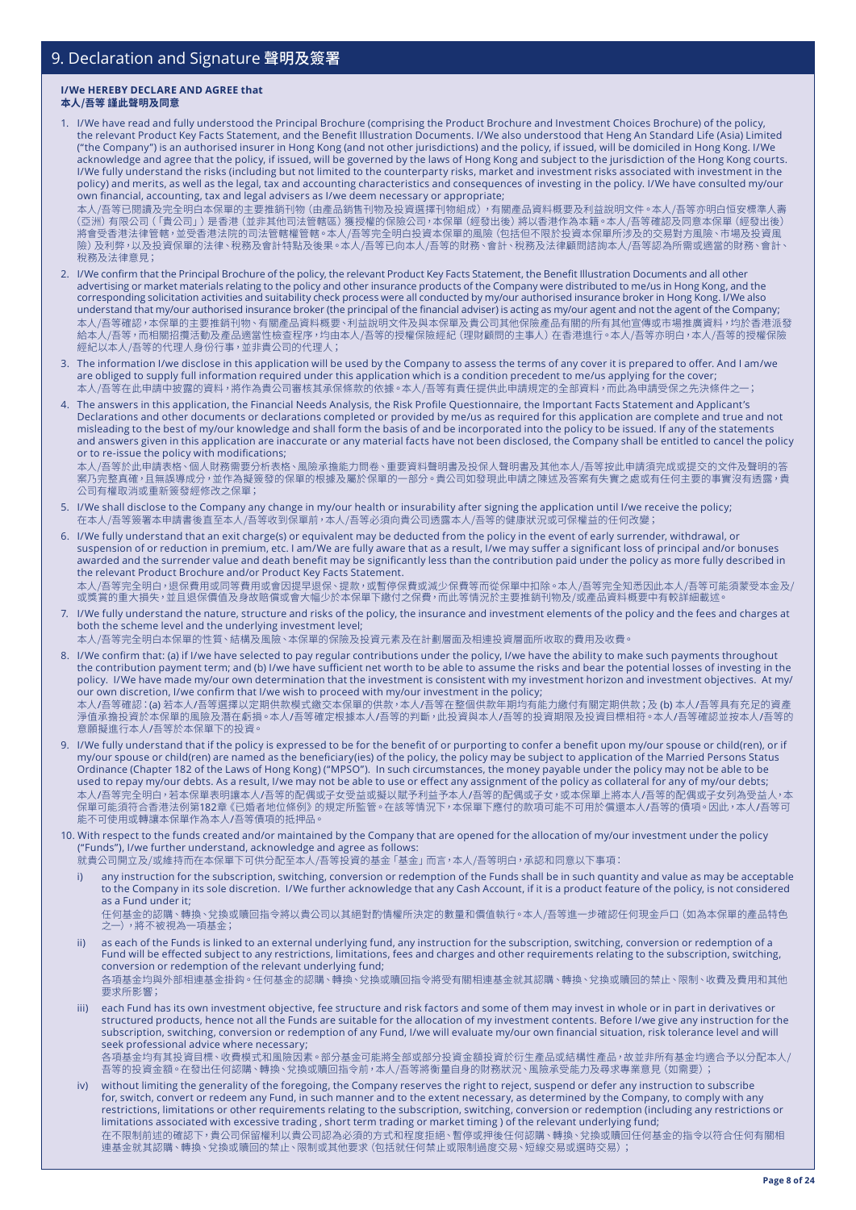# 9. Declaration and Signature 聲明及簽署

**I/We HEREBY DECLARE AND AGREE that**
**本人/吾等 謹此聲明及同意**

1. I/We have read and fully understood the Principal Brochure (comprising the Product Brochure and Investment Choices Brochure) of the policy, the relevant Product Key Facts Statement, and the Benefit Illustration Documents. I/We also understood that Heng An Standard Life (Asia) Limited ("the Company") is an authorised insurer in Hong Kong (and not other jurisdictions) and the policy, if issued, will be domiciled in Hong Kong. I/We acknowledge and agree that the policy, if issued, will be governed by the laws of Hong Kong and subject to the jurisdiction of the Hong Kong courts. I/We fully understand the risks (including but not limited to the counterparty risks, market and investment risks associated with investment in the policy) and merits, as well as the legal, tax and accounting characteristics and consequences of investing in the policy. I/We have consulted my/our own financial, accounting, tax and legal advisers as I/we deem necessary or appropriate;
   本人/吾等已閱讀及完全明白本保單的主要推銷刊物（由產品銷售刊物及投資選擇刊物組成），有關產品資料概要及利益說明文件。本人/吾等亦明白恒安標準人壽（亞洲）有限公司（「貴公司」）是香港（並非其他司法管轄區）獲授權的保險公司，本保單（經發出後）將以香港作為本籍。本人/吾等確認及同意本保單（經發出後）將會受香港法律管轄，並受香港法院的司法管轄權管轄。本人/吾等完全明白投資本保單的風險（包括但不限於投資本保單所涉及的交易對方風險、市場及投資風險）及利弊，以及投資保單的法律、稅務及會計特點及後果。本人/吾等已向本人/吾等的財務、會計、稅務及法律顧問諮詢本人/吾等認為所需或適當的財務、會計、稅務及法律意見；

2. I/We confirm that the Principal Brochure of the policy, the relevant Product Key Facts Statement, the Benefit Illustration Documents and all other advertising or market materials relating to the policy and other insurance products of the Company were distributed to me/us in Hong Kong, and the corresponding solicitation activities and suitability check process were all conducted by my/our authorised insurance broker in Hong Kong. I/We also understand that my/our authorised insurance broker (the principal of the financial adviser) is acting as my/our agent and not the agent of the Company;
   本人/吾等確認，本保單的主要推銷刊物、有關產品資料概要、利益說明文件及與本保單及貴公司其他保險產品有關的所有其他宣傳或市場推廣資料，均於香港派發給本人/吾等，而相關招攬活動及產品適當性檢查程序，均由本人/吾等的授權保險經紀（理財顧問的主事人）在香港進行。本人/吾等亦明白，本人/吾等的授權保險經紀以本人/吾等的代理人身份行事，並非貴公司的代理人；

3. The information I/we disclose in this application will be used by the Company to assess the terms of any cover it is prepared to offer. And I am/we are obliged to supply full information required under this application which is a condition precedent to me/us applying for the cover;
   本人/吾等在此申請中披露的資料，將作為貴公司審核其承保條款的依據。本人/吾等有責任提供此申請規定的全部資料，而此為申請受保之先決條件之一；

4. The answers in this application, the Financial Needs Analysis, the Risk Profile Questionnaire, the Important Facts Statement and Applicant's Declarations and other documents or declarations completed or provided by me/us as required for this application are complete and true and not misleading to the best of my/our knowledge and shall form the basis of and be incorporated into the policy to be issued. If any of the statements and answers given in this application are inaccurate or any material facts have not been disclosed, the Company shall be entitled to cancel the policy or to re-issue the policy with modifications;
   本人/吾等於此申請表格、個人財務需要分析表格、風險承擔能力問卷、重要資料聲明書及投保人聲明書及其他本人/吾等按此申請須完成或提交的文件及聲明的答案乃完整真實，且無誤導成分，並作為擬簽發的保單的根據及屬於保單的一部分。貴公司如發現此申請之陳述及答案有失實之處或有任何主要的事實沒有透露，貴公司有權取消或重新簽發經修改之保單；

5. I/We shall disclose to the Company any change in my/our health or insurability after signing the application until I/we receive the policy;
   在本人/吾等簽署本申請書後直至本人/吾等收到保單前，本人/吾等必須向貴公司透露本人/吾等的健康狀況或可保權益的任何改變；

6. I/We fully understand that an exit charge(s) or equivalent may be deducted from the policy in the event of early surrender, withdrawal, or suspension of or reduction in premium, etc. I am/We are fully aware that as a result, I/we may suffer a significant loss of principal and/or bonuses awarded and the surrender value and death benefit may be significantly less than the contribution paid under the policy as more fully described in the relevant Product Brochure and/or Product Key Facts Statement.
   本人/吾等完全明白，退保費用或同等費用或會因提早退保、提款，或暫停保費或減少保費等而從保單中扣除。本人/吾等完全知悉因此本人/吾等可能須蒙受本金及/或獎賞的重大損失，並且退保價值及身故賠償或會大幅少於本保單下繳付之保費，而此等情況於主要推銷刊物及/或產品資料概要中有較詳細載述。

7. I/We fully understand the nature, structure and risks of the policy, the insurance and investment elements of the policy and the fees and charges at both the scheme level and the underlying investment level;
   本人/吾等完全明白本保單的性質、結構及風險、本保單的保險及投資元素及在計劃層面及相連投資層面所收取的費用及收費。

8. I/We confirm that: (a) if I/we have selected to pay regular contributions under the policy, I/we have the ability to make such payments throughout the contribution payment term; and (b) I/we have sufficient net worth to be able to assume the risks and bear the potential losses of investing in the policy. I/We have made my/our own determination that the investment is consistent with my/our investment horizon and investment objectives. At my/our own discretion, I/we confirm that I/we wish to proceed with my/our investment in the policy;
   本人/吾等確認：(a) 若本人/吾等選擇以定期供款模式繳交本保單的供款，本人/吾等在整個供款年期均有能力繳付有關定期供款；及 (b) 本人/吾等具有充足的資產淨值承擔投資於本保單的風險及潛在虧損。本人/吾等確定根據本人/吾等的判斷，此投資與本人/吾等的投資期限及投資目標相符。本人/吾等確認並按本人/吾等的意願擬進行本人/吾等於本保單下的投資。

9. I/We fully understand that if the policy is expressed to be for the benefit of or purporting to confer a benefit upon my/our spouse or child(ren), or if my/our spouse or child(ren) are named as the beneficiary(ies) of the policy, the policy may be subject to application of the Married Persons Status Ordinance (Chapter 182 of the Laws of Hong Kong) ("MPSO"). In such circumstances, the money payable under the policy may not be able to be used to repay my/our debts. As a result, I/we may not be able to use or effect any assignment of the policy as collateral for any of my/our debts;
   本人/吾等完全明白，若本保單表明讓本人/吾等的配偶或子女受益或擬以賦予利益予本人/吾等的配偶或子女，或本保單上將本人/吾等的配偶或子女列為受益人，本保單可能須符合香港法例第182章《已婚者地位條例》的規定所監管。在該等情況下，本保單下應付的款項可能不可用於償還本人/吾等的債項。因此，本人/吾等可能不可使用或轉讓本保單作為本人/吾等債項的抵押品。

10. With respect to the funds created and/or maintained by the Company that are opened for the allocation of my/our investment under the policy ("Funds"), I/we further understand, acknowledge and agree as follows:
    就貴公司開立及/或維持而在本保單下可供分配本人/吾等投資的基金「基金」而言，本人/吾等明白，承認和同意以下事項：

    i) any instruction for the subscription, switching, conversion or redemption of the Funds shall be in such quantity and value as may be acceptable to the Company in its sole discretion. I/We further acknowledge that any Cash Account, if it is a product feature of the policy, is not considered as a Fund under it;
       任何基金的認購、轉換、兌換或贖回指令將以貴公司以其絕對酌情權所決定的數量和價值執行。本人/吾等進一步確認任何現金戶口（如為本保單的產品特色之一），將不被視為一項基金；

    ii) as each of the Funds is linked to an external underlying fund, any instruction for the subscription, switching, conversion or redemption of a Fund will be effected subject to any restrictions, limitations, fees and charges and other requirements relating to the subscription, switching, conversion or redemption of the relevant underlying fund;
       各項基金均與外部相連基金掛鈎。任何基金的認購、轉換、兌換或贖回指令將受有關相連基金就其認購、轉換、兌換或贖回的禁止、限制、收費及費用和其他要求所影響；

    iii) each Fund has its own investment objective, fee structure and risk factors and some of them may invest in whole or in part in derivatives or structured products, hence not all the Funds are suitable for the allocation of my investment contents. Before I/we give any instruction for the subscription, switching, conversion or redemption of any Fund, I/we will evaluate my/our own financial situation, risk tolerance level and will seek professional advice where necessary;
       各項基金均有其投資目標、收費模式和風險因素。部分基金可能將全部或部分投資金額投資於衍生產品或結構性產品，故並非所有基金均適合予以分配本人/吾等的投資金額。在發出任何認購、轉換、兌換或贖回指令前，本人/吾等將衡量自身的財務狀況、風險承受能力及尋求專業意見（如需要）；

    iv) without limiting the generality of the foregoing, the Company reserves the right to reject, suspend or defer any instruction to subscribe for, switch, convert or redeem any Fund, in such manner and to the extent necessary, as determined by the Company, to comply with any restrictions, limitations or other requirements relating to the subscription, switching, conversion or redemption (including any restrictions or limitations associated with excessive trading , short term trading or market timing ) of the relevant underlying fund;
       在不限制前述的確認下，貴公司保留權利以貴公司認為必須的方式和程度拒絕、暫停或押後任何認購、轉換、兌換或贖回任何基金的指令以符合任何有關相連基金就其認購、轉換、兌換或贖回的禁止、限制或其他要求（包括就任何禁止或限制過度交易、短線交易或選時交易）；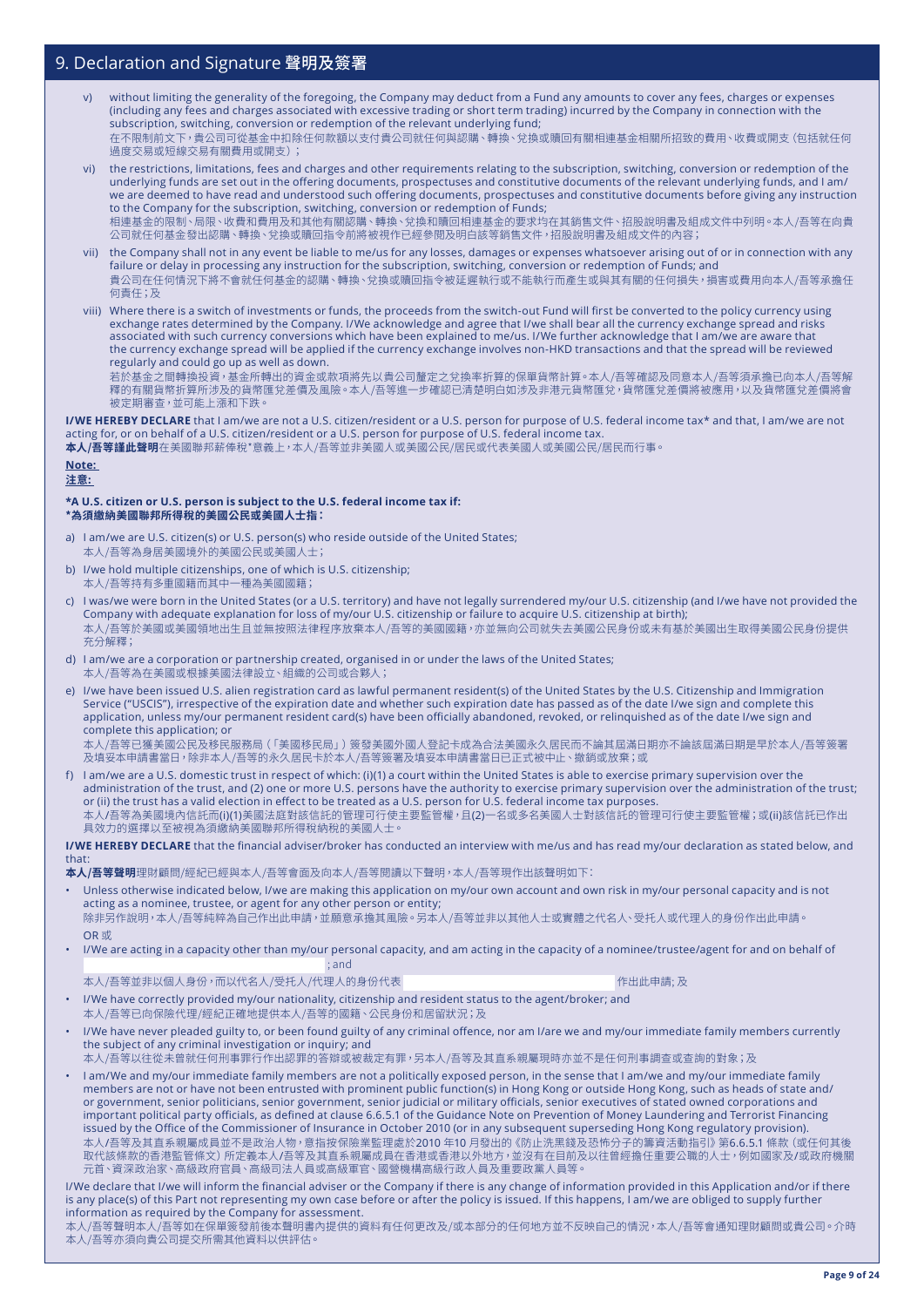## 9. Declaration and Signature 聲明及簽署

v) without limiting the generality of the foregoing, the Company may deduct from a Fund any amounts to cover any fees, charges or expenses (including any fees and charges associated with excessive trading or short term trading) incurred by the Company in connection with the subscription, switching, conversion or redemption of the relevant underlying fund;
在不限制前文下，貴公司可從基金中扣除任何款額以支付貴公司就任何與認購、轉換、兌換或贖回有關相連基金相關所招致的費用、收費或開支（包括就任何過度交易或短線交易有關費用或開支）；

vi) the restrictions, limitations, fees and charges and other requirements relating to the subscription, switching, conversion or redemption of the underlying funds are set out in the offering documents, prospectuses and constitutive documents of the relevant underlying funds, and I am/we are deemed to have read and understood such offering documents, prospectuses and constitutive documents before giving any instruction to the Company for the subscription, switching, conversion or redemption of Funds;
相連基金的限制、局限、收費和費用及和其他有關認購、轉換、兌換和贖回相連基金的要求均在其銷售文件、招股說明書及組成文件中列明。本人/吾等在向貴公司就任何基金發出認購、轉換、兌換或贖回指令前將被視作已經參閱及明白該等銷售文件，招股說明書及組成文件的內容；

vii) the Company shall not in any event be liable to me/us for any losses, damages or expenses whatsoever arising out of or in connection with any failure or delay in processing any instruction for the subscription, switching, conversion or redemption of Funds; and
貴公司在任何情況下將不會就任何基金的認購、轉換、兌換或贖回指令被延遲執行或不能執行而產生或與其有關的任何損失，損害或費用向本人/吾等承擔任何責任；及

viii) Where there is a switch of investments or funds, the proceeds from the switch-out Fund will first be converted to the policy currency using exchange rates determined by the Company. I/We acknowledge and agree that I/we shall bear all the currency exchange spread and risks associated with such currency conversions which have been explained to me/us. I/We further acknowledge that I am/we are aware that the currency exchange spread will be applied if the currency exchange involves non-HKD transactions and that the spread will be reviewed regularly and could go up as well as down.
若於基金之間轉換投資，基金所轉出的資金或款項將先以貴公司釐定之兌換率折算的保單貨幣計算。本人/吾等確認及同意本人/吾等須承擔已向本人/吾等解釋的有關貨幣折算所涉及的貨幣匯兌差價及風險。本人/吾等進一步確認已清楚明白如涉及非港元貨幣匯兌，貨幣匯兌差價將被應用，以及貨幣匯兌差價將會被定期審查，並可能上漲和下跌。

**I/WE HEREBY DECLARE** that I am/we are not a U.S. citizen/resident or a U.S. person for purpose of U.S. federal income tax* and that, I am/we are not acting for, or on behalf of a U.S. citizen/resident or a U.S. person for purpose of U.S. federal income tax.
**本人/吾等謹此聲明**在美國聯邦薪俸稅*意義上，本人/吾等並非美國人或美國公民/居民或代表美國人或美國公民/居民而行事。

**Note:**
**注意:**

***A U.S. citizen or U.S. person is subject to the U.S. federal income tax if:**
***為須繳納美國聯邦所得稅的美國公民或美國人士指：**

a) I am/we are U.S. citizen(s) or U.S. person(s) who reside outside of the United States;
本人/吾等為身居美國境外的美國公民或美國人士；

b) I/we hold multiple citizenships, one of which is U.S. citizenship;
本人/吾等持有多重國籍而其中一種為美國國籍；

c) I was/we were born in the United States (or a U.S. territory) and have not legally surrendered my/our U.S. citizenship (and I/we have not provided the Company with adequate explanation for loss of my/our U.S. citizenship or failure to acquire U.S. citizenship at birth);
本人/吾等於美國或美國領地出生且並無按照法律程序放棄本人/吾等的美國國籍，亦並無向公司就失去美國公民身份或未有基於美國出生取得美國公民身份提供充分解釋；

d) I am/we are a corporation or partnership created, organised in or under the laws of the United States;
本人/吾等為在美國或根據美國法律設立、組織的公司或合夥人；

e) I/we have been issued U.S. alien registration card as lawful permanent resident(s) of the United States by the U.S. Citizenship and Immigration Service ("USCIS"), irrespective of the expiration date and whether such expiration date has passed as of the date I/we sign and complete this application, unless my/our permanent resident card(s) have been officially abandoned, revoked, or relinquished as of the date I/we sign and complete this application; or
本人/吾等已獲美國公民及移民服務局（「美國移民局」）簽發美國外國人登記卡成為合法美國永久居民而不論其屆滿日期亦不論該屆滿日期是早於本人/吾等簽署及填妥本申請書當日，除非本人/吾等的永久居民卡於本人/吾等簽署及填妥本申請書當日已正式被中止、撤銷或放棄；或

f) I am/we are a U.S. domestic trust in respect of which: (i)(1) a court within the United States is able to exercise primary supervision over the administration of the trust, and (2) one or more U.S. persons have the authority to exercise primary supervision over the administration of the trust; or (ii) the trust has a valid election in effect to be treated as a U.S. person for U.S. federal income tax purposes.
本人/吾等為美國境內信託而(i)(1)美國法庭對該信託的管理可行使主要監管權，且(2)一名或多名美國人士對該信託的管理可行使主要監管權；或(ii)該信託已作出具效力的選擇以至被視為須繳納美國聯邦所得稅納稅的美國人士。

**I/WE HEREBY DECLARE** that the financial adviser/broker has conducted an interview with me/us and has read my/our declaration as stated below, and that:
**本人/吾等聲明**理財顧問/經紀已經與本人/吾等會面及向本人/吾等閱讀以下聲明，本人/吾等現作出該聲明如下：

- Unless otherwise indicated below, I/we are making this application on my/our own account and own risk in my/our personal capacity and is not acting as a nominee, trustee, or agent for any other person or entity;
除非另作說明，本人/吾等純粹為自己作出此申請，並願意承擔其風險。另本人/吾等並非以其他人士或實體之代名人、受托人或代理人的身份作出此申請。
OR 或
- I/We are acting in a capacity other than my/our personal capacity, and am acting in the capacity of a nominee/trustee/agent for and on behalf of ______________________; and
本人/吾等並非以個人身份，而以代名人/受托人/代理人的身份代表 ______________________ 作出此申請; 及
- I/We have correctly provided my/our nationality, citizenship and resident status to the agent/broker; and
本人/吾等已向保險代理/經紀正確地提供本人/吾等的國籍、公民身份和居留狀況；及
- I/We have never pleaded guilty to, or been found guilty of any criminal offence, nor am I/are we and my/our immediate family members currently the subject of any criminal investigation or inquiry; and
本人/吾等以往從未曾就任何刑事罪行作出認罪的答辯或被裁定有罪，另本人/吾等及其直系親屬現時亦並不是任何刑事調查或查詢的對象；及
- I am/We and my/our immediate family members are not a politically exposed person, in the sense that I am/we and my/our immediate family members are not or have not been entrusted with prominent public function(s) in Hong Kong or outside Hong Kong, such as heads of state and/or government, senior politicians, senior government, senior judicial or military officials, senior executives of stated owned corporations and important political party officials, as defined at clause 6.6.5.1 of the Guidance Note on Prevention of Money Laundering and Terrorist Financing issued by the Office of the Commissioner of Insurance in October 2010 (or in any subsequent superseding Hong Kong regulatory provision).
本人/吾等及其直系親屬成員並不是政治人物，意指按保險業監理處於2010 年10 月發出的《防止洗黑錢及恐怖分子的籌資活動指引》第6.6.5.1 條款（或任何其後取代該條款的香港監管條文）所定義本人/吾等及其直系親屬成員在香港或香港以外地方，並沒有在目前及以往曾經擔任重要公職的人士，例如國家及/或政府機關元首、資深政治人物、高級政府官員、高級司法人員或高級軍官、國營機構高級行政人員及重要政黨人員等。

I/We declare that I/we will inform the financial adviser or the Company if there is any change of information provided in this Application and/or if there is any place(s) of this Part not representing my own case before or after the policy is issued. If this happens, I am/we are obliged to supply further information as required by the Company for assessment.
本人/吾等聲明本人/吾等如在保單簽發前後本聲明書內提供的資料有任何更改及/或本部分的任何地方並不反映自己的情況，本人/吾等會通知理財顧問或貴公司。介時本人/吾等亦須向貴公司提交所需其他資料以供評估。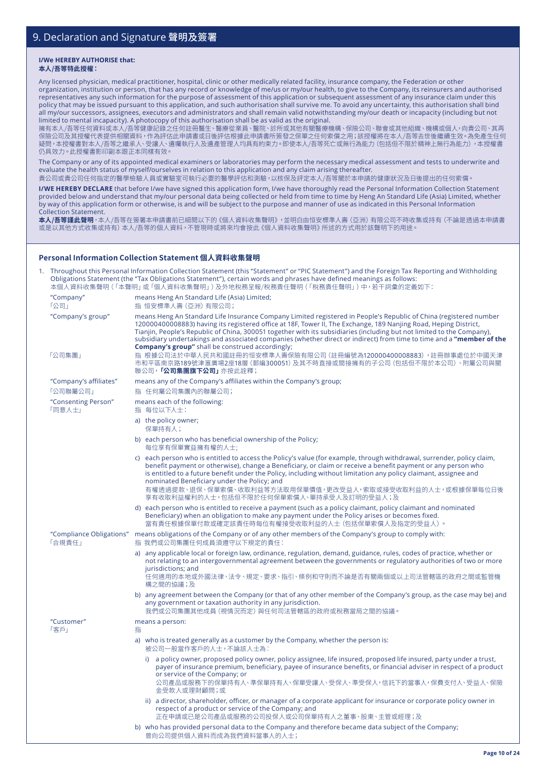## 9. Declaration and Signature 聲明及簽署

**I/We HEREBY AUTHORISE that:**
**本人/吾等特此授權：**

Any licensed physician, medical practitioner, hospital, clinic or other medically related facility, insurance company, the Federation or other organization, institution or person, that has any record or knowledge of me/us or my/our health, to give to the Company, its reinsurers and authorised representatives any such information for the purpose of assessment of this application or subsequent assessment of any insurance claim under this policy that may be issued pursuant to this application, and such authorisation shall survive me. To avoid any uncertainty, this authorisation shall bind all my/our successors, assignees, executors and administrators and shall remain valid notwithstanding my/our death or incapacity (including but not limited to mental incapacity). A photocopy of this authorisation shall be as valid as the original.
擁有本人/吾等任何資料或本人/吾等健康記錄之任何註冊醫生、醫療從業員、醫院、診所或其他有關醫療機構、保險公司、聯會或其他組織、機構或個人，向貴公司、其再保險公司及其授權代表提供相關資料，作為評估此申請書或日後評估根據此申請書所簽發之保單之任何索償之用；該授權將在本人/吾等去世後繼續生效。為免產生任何疑問，本授權書對本人/吾等之繼承人、受讓人、遺囑執行人及遺產管理人均具有約束力。即使本人/吾等死亡或無行為能力（包括但不限於精神上無行為能力），本授權書仍具效力。此授權書影印副本跟正本同樣有效。

The Company or any of its appointed medical examiners or laboratories may perform the necessary medical assessment and tests to underwrite and evaluate the health status of myself/ourselves in relation to this application and any claim arising thereafter.
貴公司或貴公司任何指定的醫學檢驗人員或實驗室可執行必要的醫學評估和測驗，以核保及評定本人/吾等關於本申請的健康狀況及日後提出的任何索償。

**I/WE HEREBY DECLARE** that before I/we have signed this application form, I/we have thoroughly read the Personal Information Collection Statement provided below and understand that my/our personal data being collected or held from time to time by Heng An Standard Life (Asia) Limited, whether by way of this application form or otherwise, is and will be subject to the purpose and manner of use as indicated in this Personal Information Collection Statement.
**本人/吾等謹此聲明**，本人/吾等在簽署本申請書前已細閱以下的《個人資料收集聲明》，並明白由恒安標準人壽（亞洲）有限公司不時收集或持有（不論是透過本申請書或是以其他方式收集或持有）本人/吾等的個人資料，不管現時或將來均會按此《個人資料收集聲明》所述的方式用於該聲明下的用途。

### Personal Information Collection Statement 個人資料收集聲明

1. Throughout this Personal Information Collection Statement (this "Statement" or "PIC Statement") and the Foreign Tax Reporting and Withholding Obligations Statement (the "Tax Obligations Statement"), certain words and phrases have defined meanings as follows:
本個人資料收集聲明（「本聲明」或「個人資料收集聲明」）及外地稅務呈報/稅務責任聲明（「稅務責任聲明」）中，若干詞彙的定義如下：

"Company" 「公司」 — means Heng An Standard Life (Asia) Limited;
指 恒安標準人壽（亞洲）有限公司；

"Company's group" — means Heng An Standard Life Insurance Company Limited registered in People's Republic of China (registered number 120000400008883) having its registered office at 18F, Tower II, The Exchange, 189 Nanjing Road, Heping District, Tianjin, People's Republic of China, 300051 together with its subsidiaries (including but not limited to the Company), subsidiary undertakings and associated companies (whether direct or indirect) from time to time and a **"member of the Company's group"** shall be construed accordingly;

「公司集團」 — 指 根據公司法於中華人民共和國註冊的恒安標準人壽保險有限公司（註冊編號為120000400008883），註冊辦事處位於中國天津市和平區南京路189號津滙廣場2座18層（郵編300051）及其不時直接或間接擁有的子公司（包括但不限於本公司）、附屬公司與關聯公司，**「公司集團旗下公司」**亦按此詮釋；

"Company's affiliates" — means any of the Company's affiliates within the Company's group;
「公司聯屬公司」 — 指 任何屬公司集團內的聯屬公司；

"Consenting Person" 「同意人士」 — means each of the following:
指 每位以下人士：

a) the policy owner;
保單持有人；

b) each person who has beneficial ownership of the Policy;
每位享有保單實益擁有權的人士；

c) each person who is entitled to access the Policy's value (for example, through withdrawal, surrender, policy claim, benefit payment or otherwise), change a Beneficiary, or claim or receive a benefit payment or any person who is entitled to a future benefit under the Policy, including without limitation any policy claimant, assignee and nominated Beneficiary under the Policy; and
有權透過提款、退保、保單索償、收取利益等方法取用保單價值，更改受益人，索取或接受收取利益的人士，或根據保單每位日後享有收取利益權利的人士，包括但不限於任何保單索償人、單持承受人及訂明的受益人；及

d) each person who is entitled to receive a payment (such as a policy claimant, policy claimant and nominated Beneficiary) when an obligation to make any payment under the Policy arises or becomes fixed.
當有責任根據保單付款或確定該責任時每位有權接受收取利益的人士（包括保單索償人及指定的受益人）。

"Compliance Obligations" 「合規責任」 — means obligations of the Company or of any other members of the Company's group to comply with:
指 我們或公司集團任何成員須遵守以下規定的責任：

a) any applicable local or foreign law, ordinance, regulation, demand, guidance, rules, codes of practice, whether or not relating to an intergovernmental agreement between the governments or regulatory authorities of two or more jurisdictions; and
任何適用的本地或外國法律、法令、規定、要求、指引、條例和守則而不論是否有關兩個或以上司法管轄區的政府之間或監管機構之間的協議；及

b) any agreement between the Company (or that of any other member of the Company's group, as the case may be) and any government or taxation authority in any jurisdiction.
我們或公司集團其他成員（視情況而定）與任何司法管轄區的政府或稅務當局之間的協議。

"Customer" 「客戶」 — means a person:
指

a) who is treated generally as a customer by the Company, whether the person is:
被公司一般當作客戶的人士，不論該人士為：

i) a policy owner, proposed policy owner, policy assignee, life insured, proposed life insured, party under a trust, payer of insurance premium, beneficiary, payee of insurance benefits, or financial adviser in respect of a product or service of the Company; or
公司產品或服務下的保單持有人、準保單持有人、保單受讓人、受保人、準受保人，信託下的當事人，保費支付人、受益人、保險金受款人或理財顧問；或

ii) a director, shareholder, officer, or manager of a corporate applicant for insurance or corporate policy owner in respect of a product or service of the Company; and
正在申請或已是公司產品或服務的公司投保人或公司保單持有人之董事、股東、主管或經理；及

b) who has provided personal data to the Company and therefore became data subject of the Company;
曾向公司提供個人資料而成為我們資料當事人的人士；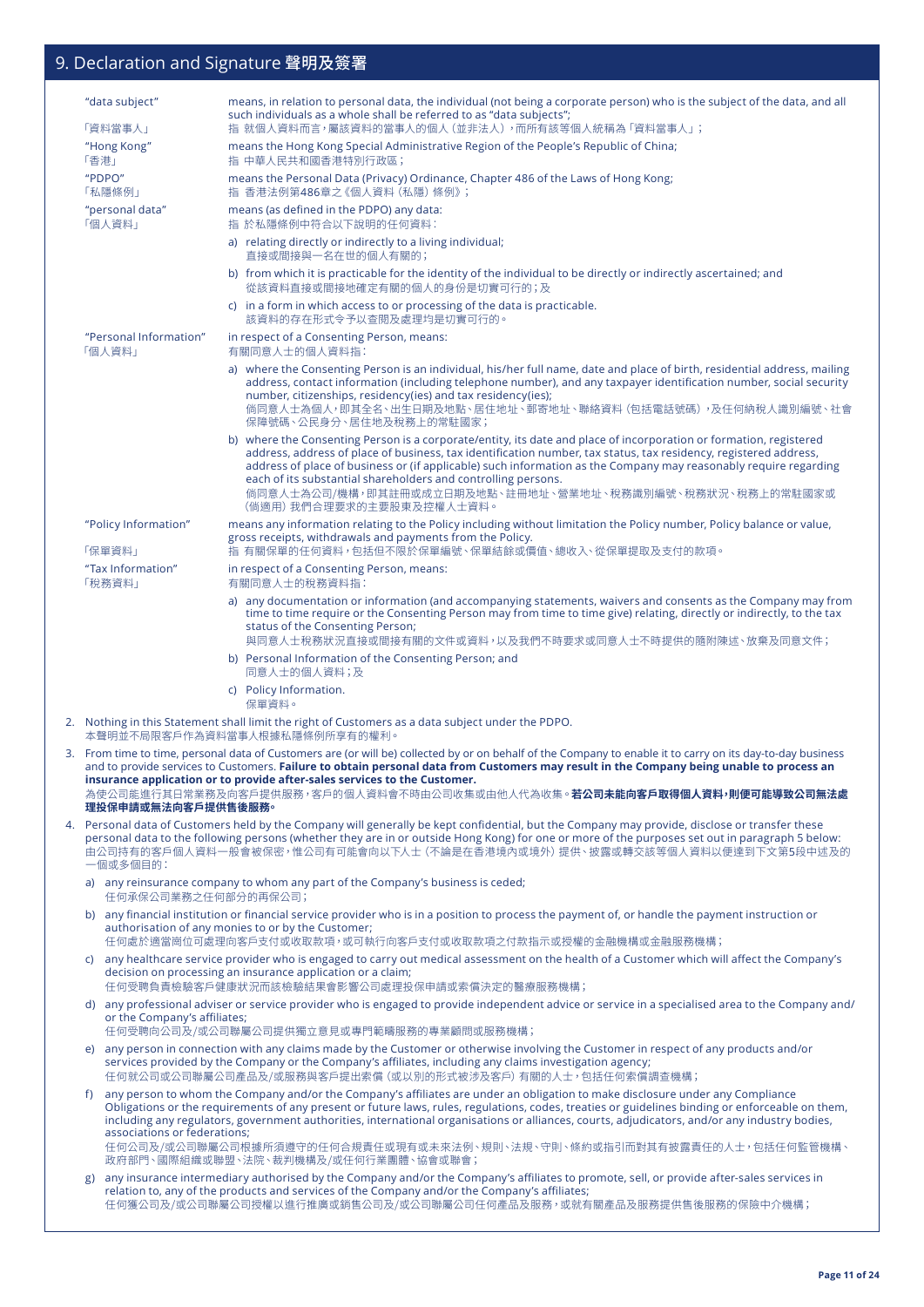## 9. Declaration and Signature 聲明及簽署

| | |
|---|---|
| "data subject"<br>「資料當事人」 | means, in relation to personal data, the individual (not being a corporate person) who is the subject of the data, and all such individuals as a whole shall be referred to as "data subjects";<br>指 就個人資料而言，屬該資料的當事人的個人（並非法人），而所有該等個人統稱為「資料當事人」； |
| "Hong Kong"<br>「香港」 | means the Hong Kong Special Administrative Region of the People's Republic of China;<br>指 中華人民共和國香港特別行政區； |
| "PDPO"<br>「私隱條例」 | means the Personal Data (Privacy) Ordinance, Chapter 486 of the Laws of Hong Kong;<br>指 香港法例第486章之《個人資料（私隱）條例》； |
| "personal data"<br>「個人資料」 | means (as defined in the PDPO) any data:<br>指 於私隱條例中符合以下說明的任何資料：<br>a) relating directly or indirectly to a living individual;<br>直接或間接與一名在世的個人有關的；<br>b) from which it is practicable for the identity of the individual to be directly or indirectly ascertained; and<br>從該資料直接或間接地確定有關的個人的身份是切實可行的；及<br>c) in a form in which access to or processing of the data is practicable.<br>該資料的存在形式令予以查閱及處理均是切實可行的。 |
| "Personal Information"<br>「個人資料」 | in respect of a Consenting Person, means:<br>有關同意人士的個人資料指：<br>a) where the Consenting Person is an individual, his/her full name, date and place of birth, residential address, mailing address, contact information (including telephone number), and any taxpayer identification number, social security number, citizenships, residency(ies) and tax residency(ies);<br>倘同意人士為個人，即其全名、出生日期及地點、居住地址、郵寄地址、聯絡資料（包括電話號碼），及任何納稅人識別編號、社會保障號碼、公民身分、居住地及稅務上的常駐國家；<br>b) where the Consenting Person is a corporate/entity, its date and place of incorporation or formation, registered address, address of place of business, tax identification number, tax status, tax residency, registered address, address of place of business or (if applicable) such information as the Company may reasonably require regarding each of its substantial shareholders and controlling persons.<br>倘同意人士為公司/機構，即其註冊或成立日期及地點、註冊地址、營業地址、稅務識別編號、稅務狀況、稅務上的常駐國家或（倘適用）我們合理要求的主要股東及控權人士資料。 |
| "Policy Information"<br>「保單資料」 | means any information relating to the Policy including without limitation the Policy number, Policy balance or value, gross receipts, withdrawals and payments from the Policy.<br>指 有關保單的任何資料，包括但不限於保單編號、保單結餘或價值、總收入、從保單提取及支付的款項。 |
| "Tax Information"<br>「稅務資料」 | in respect of a Consenting Person, means:<br>有關同意人士的稅務資料指：<br>a) any documentation or information (and accompanying statements, waivers and consents as the Company may from time to time require or the Consenting Person may from time to time give) relating, directly or indirectly, to the tax status of the Consenting Person;<br>與同意人士稅務狀況直接或間接有關的文件或資料，以及我們不時要求或同意人士不時提供的隨附陳述、放棄及同意文件；<br>b) Personal Information of the Consenting Person; and<br>同意人士的個人資料；及<br>c) Policy Information.<br>保單資料。 |

2. Nothing in this Statement shall limit the right of Customers as a data subject under the PDPO.
本聲明並不局限客戶作為資料當事人根據私隱條例所享有的權利。

3. From time to time, personal data of Customers are (or will be) collected by or on behalf of the Company to enable it to carry on its day-to-day business and to provide services to Customers. **Failure to obtain personal data from Customers may result in the Company being unable to process an insurance application or to provide after-sales services to the Customer.**
為使公司能進行其日常業務及向客戶提供服務，客戶的個人資料會不時由公司收集或由他人代為收集。**若公司未能向客戶取得個人資料，則便可能導致公司無法處理投保申請或無法向客戶提供售後服務。**

4. Personal data of Customers held by the Company will generally be kept confidential, but the Company may provide, disclose or transfer these personal data to the following persons (whether they are in or outside Hong Kong) for one or more of the purposes set out in paragraph 5 below:
由公司持有的客戶個人資料一般會被保密，惟公司有可能會向以下人士（不論是在香港境內或境外）提供、披露或轉交該等個人資料以便達到下文第5段中述及的一個或多個目的：

   a) any reinsurance company to whom any part of the Company's business is ceded;
   任何承保公司業務之任何部分的再保公司；

   b) any financial institution or financial service provider who is in a position to process the payment of, or handle the payment instruction or authorisation of any monies to or by the Customer;
   任何處於適當崗位可處理向客戶支付或收取款項，或可執行向客戶支付或收取款項之付款指示或授權的金融機構或金融服務機構；

   c) any healthcare service provider who is engaged to carry out medical assessment on the health of a Customer which will affect the Company's decision on processing an insurance application or a claim;
   任何受聘負責檢驗客戶健康狀況而該檢驗結果會影響公司處理投保申請或索償決定的醫療服務機構；

   d) any professional adviser or service provider who is engaged to provide independent advice or service in a specialised area to the Company and/or the Company's affiliates;
   任何受聘向公司及/或公司聯屬公司提供獨立意見或專門範疇服務的專業顧問或服務機構；

   e) any person in connection with any claims made by the Customer or otherwise involving the Customer in respect of any products and/or services provided by the Company or the Company's affiliates, including any claims investigation agency;
   任何就公司或公司聯屬公司產品及/或服務與客戶提出索償（或以別的形式被涉及客戶）有關的人士，包括任何索償調查機構；

   f) any person to whom the Company and/or the Company's affiliates are under an obligation to make disclosure under any Compliance Obligations or the requirements of any present or future laws, rules, regulations, codes, treaties or guidelines binding or enforceable on them, including any regulators, government authorities, international organisations or alliances, courts, adjudicators, and/or any industry bodies, associations or federations;
   任何公司及/或公司聯屬公司根據所須遵守的任何合規責任或現有或未來法例、規則、法規、守則、條約或指引而對其有披露責任的人士，包括任何監管機構、政府部門、國際組織或聯盟、法院、裁判機構及/或任何行業團體、協會或聯會；

   g) any insurance intermediary authorised by the Company and/or the Company's affiliates to promote, sell, or provide after-sales services in relation to, any of the products and services of the Company and/or the Company's affiliates;
   任何獲公司及/或公司聯屬公司授權以進行推廣或銷售公司及/或公司聯屬公司任何產品及服務，或就有關產品及服務提供售後服務的保險中介機構；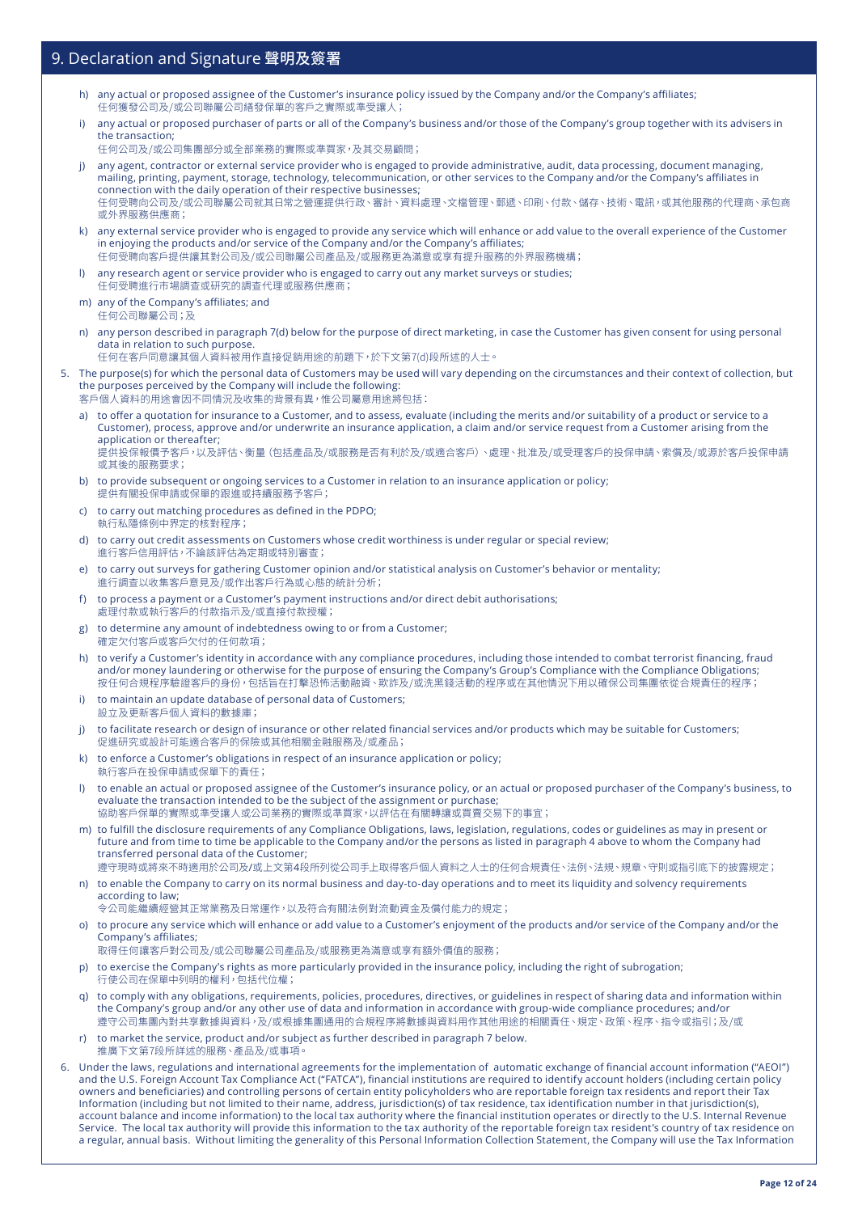## 9. Declaration and Signature 聲明及簽署

h) any actual or proposed assignee of the Customer's insurance policy issued by the Company and/or the Company's affiliates;
任何獲發公司及/或公司聯屬公司繕發保單的客戶之實際或準受讓人；

i) any actual or proposed purchaser of parts or all of the Company's business and/or those of the Company's group together with its advisers in the transaction;
任何公司及/或公司集團部分或全部業務的實際或準買家，及其交易顧問；

j) any agent, contractor or external service provider who is engaged to provide administrative, audit, data processing, document managing, mailing, printing, payment, storage, technology, telecommunication, or other services to the Company and/or the Company's affiliates in connection with the daily operation of their respective businesses;
任何受聘向公司及/或公司聯屬公司就其日常之營運提供行政、審計、資料處理、文檔管理、郵遞、印刷、付款、儲存、技術、電訊，或其他服務的代理商、承包商或外界服務供應商；

k) any external service provider who is engaged to provide any service which will enhance or add value to the overall experience of the Customer in enjoying the products and/or service of the Company and/or the Company's affiliates;
任何受聘向客戶提供讓其對公司及/或公司聯屬公司產品及/或服務更為滿意或享有提升服務的外界服務機構；

l) any research agent or service provider who is engaged to carry out any market surveys or studies;
任何受聘進行市場調查或研究的調查代理或服務供應商；

m) any of the Company's affiliates; and
任何公司聯屬公司；及

n) any person described in paragraph 7(d) below for the purpose of direct marketing, in case the Customer has given consent for using personal data in relation to such purpose.
任何在客戶同意讓其個人資料被用作直接促銷用途的前題下，於下文第7(d)段所述的人士。

5. The purpose(s) for which the personal data of Customers may be used will vary depending on the circumstances and their context of collection, but the purposes perceived by the Company will include the following:
客戶個人資料的用途會因不同情況及收集的背景有異，惟公司屬意用途將包括：

a) to offer a quotation for insurance to a Customer, and to assess, evaluate (including the merits and/or suitability of a product or service to a Customer), process, approve and/or underwrite an insurance application, a claim and/or service request from a Customer arising from the application or thereafter;
提供投保報價予客戶，以及評估、衡量（包括產品及/或服務是否有利於及/或適合客戶）、處理、批准及/或受理客戶的投保申請、索償及/或源於客戶投保申請或其後的服務要求；

b) to provide subsequent or ongoing services to a Customer in relation to an insurance application or policy;
提供有關投保申請或保單的跟進或持續服務予客戶；

c) to carry out matching procedures as defined in the PDPO;
執行私隱條例中界定的核對程序；

d) to carry out credit assessments on Customers whose credit worthiness is under regular or special review;
進行客戶信用評估，不論該評估為定期或特別審查；

e) to carry out surveys for gathering Customer opinion and/or statistical analysis on Customer's behavior or mentality;
進行調查以收集客戶意見及/或作出客戶行為或心態的統計分析；

f) to process a payment or a Customer's payment instructions and/or direct debit authorisations;
處理付款或執行客戶的付款指示及/或直接付款授權；

g) to determine any amount of indebtedness owing to or from a Customer;
確定欠付客戶或客戶欠付的任何款項；

h) to verify a Customer's identity in accordance with any compliance procedures, including those intended to combat terrorist financing, fraud and/or money laundering or otherwise for the purpose of ensuring the Company's Group's Compliance with the Compliance Obligations;
按任何合規程序驗證客戶的身份，包括旨在打擊恐怖活動融資、欺詐及/或洗黑錢活動的程序或在其他情況下用以確保公司集團依從合規責任的程序；

i) to maintain an update database of personal data of Customers;
設立及更新客戶個人資料的數據庫；

j) to facilitate research or design of insurance or other related financial services and/or products which may be suitable for Customers;
促進研究或設計可能適合客戶的保險或其他相關金融服務及/或產品；

k) to enforce a Customer's obligations in respect of an insurance application or policy;
執行客戶在投保申請或保單下的責任；

l) to enable an actual or proposed assignee of the Customer's insurance policy, or an actual or proposed purchaser of the Company's business, to evaluate the transaction intended to be the subject of the assignment or purchase;
協助客戶保單的實際或準受讓人或公司業務的實際或準買家，以評估在有關轉讓或買賣交易下的事宜；

m) to fulfill the disclosure requirements of any Compliance Obligations, laws, legislation, regulations, codes or guidelines as may in present or future and from time to time be applicable to the Company and/or the persons as listed in paragraph 4 above to whom the Company had transferred personal data of the Customer;
遵守現時或將來不時適用於公司及/或上文第4段所列從公司手上取得客戶個人資料之人士的任何合規責任、法例、法規、規章、守則或指引底下的披露規定；

n) to enable the Company to carry on its normal business and day-to-day operations and to meet its liquidity and solvency requirements according to law;
令公司能繼續經營其正常業務及日常運作，以及符合有關法例對流動資金及償付能力的規定；

o) to procure any service which will enhance or add value to a Customer's enjoyment of the products and/or service of the Company and/or the Company's affiliates;
取得任何讓客戶對公司及/或公司聯屬公司產品及/或服務更為滿意或享有額外價值的服務；

p) to exercise the Company's rights as more particularly provided in the insurance policy, including the right of subrogation;
行使公司在保單中列明的權利，包括代位權；

q) to comply with any obligations, requirements, policies, procedures, directives, or guidelines in respect of sharing data and information within the Company's group and/or any other use of data and information in accordance with group-wide compliance procedures; and/or
遵守公司集團內對共享數據與資料，及/或根據集團通用的合規程序將數據與資料用作其他用途的相關責任、規定、政策、程序、指令或指引；及/或

r) to market the service, product and/or subject as further described in paragraph 7 below.
推廣下文第7段所詳述的服務、產品及/或事項。

6. Under the laws, regulations and international agreements for the implementation of automatic exchange of financial account information ("AEOI") and the U.S. Foreign Account Tax Compliance Act ("FATCA"), financial institutions are required to identify account holders (including certain policy owners and beneficiaries) and controlling persons of certain entity policyholders who are reportable foreign tax residents and report their Tax Information (including but not limited to their name, address, jurisdiction(s) of tax residence, tax identification number in that jurisdiction(s), account balance and income information) to the local tax authority where the financial institution operates or directly to the U.S. Internal Revenue Service. The local tax authority will provide this information to the tax authority of the reportable foreign tax resident's country of tax residence on a regular, annual basis. Without limiting the generality of this Personal Information Collection Statement, the Company will use the Tax Information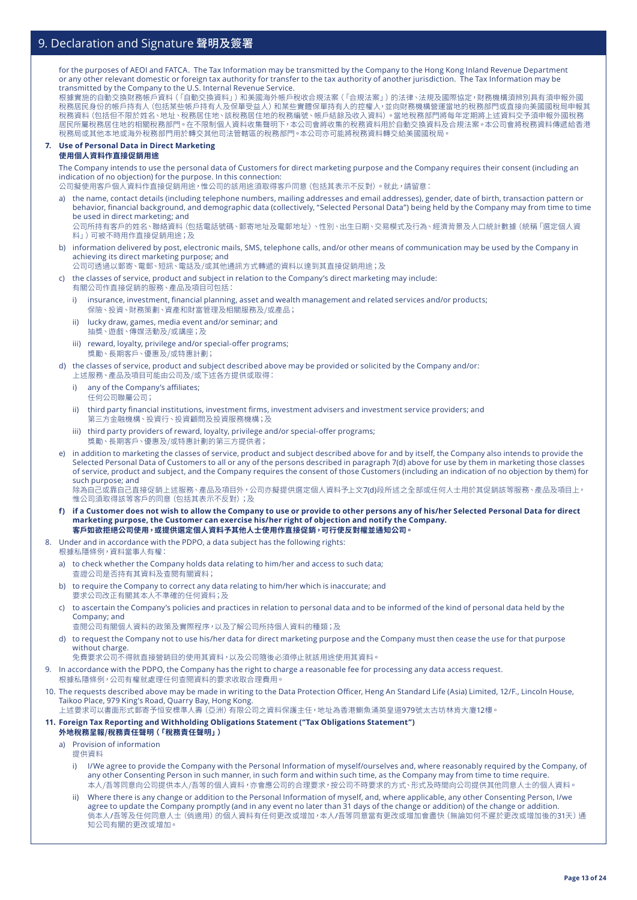## 9. Declaration and Signature 聲明及簽署

for the purposes of AEOI and FATCA. The Tax Information may be transmitted by the Company to the Hong Kong Inland Revenue Department or any other relevant domestic or foreign tax authority for transfer to the tax authority of another jurisdiction. The Tax Information may be transmitted by the Company to the U.S. Internal Revenue Service.
根據實施的自動交換財務帳戶資料（「自動交換資料」）和美國海外帳戶稅收合規法案（「合規法案」）的法律、法規及國際協定，財務機構須辨別具有須申報外國稅務居民身份的帳戶持有人（包括某些帳戶持有人及保單受益人）和某些實體保單持有人的控權人，並向財務機構營運當地的稅務部門或直接向美國國稅局申報其稅務資料（包括但不限於姓名、地址、稅務居住地、該稅務居住地的稅務編號、帳戶結餘及收入資料）。當地稅務部門將每年定期將上述資料交予須申報外國稅務居民所屬稅務居住地的相關稅務部門。在不限制個人資料收集聲明下，本公司會將收集的稅務資料用於自動交換資料及合規法案。本公司會將稅務資料傳遞給香港稅務局或其他本地或海外稅務部門用於轉交其他司法管轄區的稅務部門。本公司亦可能將稅務資料轉交給美國國稅局。

**7. Use of Personal Data in Direct Marketing**
**使用個人資料作直接促銷用途**

The Company intends to use the personal data of Customers for direct marketing purpose and the Company requires their consent (including an indication of no objection) for the purpose. In this connection:
公司擬使用客戶個人資料作直接促銷用途，惟公司的該用途須取得客戶同意（包括其表示不反對）。就此，請留意：

a) the name, contact details (including telephone numbers, mailing addresses and email addresses), gender, date of birth, transaction pattern or behavior, financial background, and demographic data (collectively, "Selected Personal Data") being held by the Company may from time to time be used in direct marketing; and
公司所持有客戶的姓名、聯絡資料（包括電話號碼、郵寄地址及電郵地址）、性別、出生日期、交易模式及行為、經濟背景及人口統計數據（統稱「選定個人資料」）可被不時用作直接促銷用途；及

b) information delivered by post, electronic mails, SMS, telephone calls, and/or other means of communication may be used by the Company in achieving its direct marketing purpose; and
公司可透過以郵寄、電郵、短訊、電話及/或其他通訊方式轉遞的資料以達到其直接促銷用途；及

c) the classes of service, product and subject in relation to the Company's direct marketing may include:
有關公司作直接促銷的服務、產品及項目可包括：

   i) insurance, investment, financial planning, asset and wealth management and related services and/or products;
   保險、投資、財務策劃、資產和財富管理及相關服務及/或產品；

   ii) lucky draw, games, media event and/or seminar; and
   抽獎、遊戲、傳媒活動及/或講座；及

   iii) reward, loyalty, privilege and/or special-offer programs;
   獎勵、長期客戶、優惠及/或特惠計劃；

d) the classes of service, product and subject described above may be provided or solicited by the Company and/or:
上述服務、產品及項目可能由公司及/或下述各方提供或取得：

   i) any of the Company's affiliates;
   任何公司聯屬公司；

   ii) third party financial institutions, investment firms, investment advisers and investment service providers; and
   第三方金融機構、投資行、投資顧問及投資服務機構；及

   iii) third party providers of reward, loyalty, privilege and/or special-offer programs;
   獎勵、長期客戶、優惠及/或特惠計劃的第三方提供者；

e) in addition to marketing the classes of service, product and subject described above for and by itself, the Company also intends to provide the Selected Personal Data of Customers to all or any of the persons described in paragraph 7(d) above for use by them in marketing those classes of service, product and subject, and the Company requires the consent of those Customers (including an indication of no objection by them) for such purpose; and
除為自己或靠自己直接促銷上述服務、產品及項目外，公司亦擬提供選定個人資料予上文7(d)段所述之全部或任何人士用於其促銷該等服務、產品及項目上，惟公司須取得該等客戶的同意（包括其表示不反對）；及

f) **if a Customer does not wish to allow the Company to use or provide to other persons any of his/her Selected Personal Data for direct marketing purpose, the Customer can exercise his/her right of objection and notify the Company.**
**客戶如欲拒絕公司使用，或提供選定個人資料予其他人士使用作直接促銷，可行使反對權並通知公司。**

8. Under and in accordance with the PDPO, a data subject has the following rights:
根據私隱條例，資料當事人有權：

a) to check whether the Company holds data relating to him/her and access to such data;
查證公司是否持有其資料及查閱有關資料；

b) to require the Company to correct any data relating to him/her which is inaccurate; and
要求公司改正有關其本人不準確的任何資料；及

c) to ascertain the Company's policies and practices in relation to personal data and to be informed of the kind of personal data held by the Company; and
查閱公司有關個人資料的政策及實際程序，以及了解公司所持個人資料的種類；及

d) to request the Company not to use his/her data for direct marketing purpose and the Company must then cease the use for that purpose without charge.
免費要求公司不得就直接營銷目的使用其資料，以及公司隨後必須停止就該用途使用其資料。

9. In accordance with the PDPO, the Company has the right to charge a reasonable fee for processing any data access request.
根據私隱條例，公司有權就處理任何查閱資料的要求收取合理費用。

10. The requests described above may be made in writing to the Data Protection Officer, Heng An Standard Life (Asia) Limited, 12/F., Lincoln House, Taikoo Place, 979 King's Road, Quarry Bay, Hong Kong.
上述要求可以書面形式郵寄予恒安標準人壽（亞洲）有限公司之資料保護主任，地址為香港鰂魚涌英皇道979號太古坊林肯大廈12樓。

**11. Foreign Tax Reporting and Withholding Obligations Statement ("Tax Obligations Statement")**
**外地稅務呈報/稅務責任聲明（「稅務責任聲明」）**

a) Provision of information
提供資料

   i) I/We agree to provide the Company with the Personal Information of myself/ourselves and, where reasonably required by the Company, of any other Consenting Person in such manner, in such form and within such time, as the Company may from time to time require.
   本人/吾等同意向公司提供本人/吾等的個人資料，亦會應公司的合理要求，按公司不時要求的方式、形式及時間向公司提供其他同意人士的個人資料。

   ii) Where there is any change or addition to the Personal Information of myself, and, where applicable, any other Consenting Person, I/We agree to update the Company promptly (and in any event no later than 31 days of the change or addition) of the change or addition.
   倘本人/吾等及任何同意人士（倘適用）的個人資料有任何更改或增加，本人/吾等同意當有更改或增加會盡快（無論如何不遲於更改或增加後的31天）通知公司有關的更改或增加。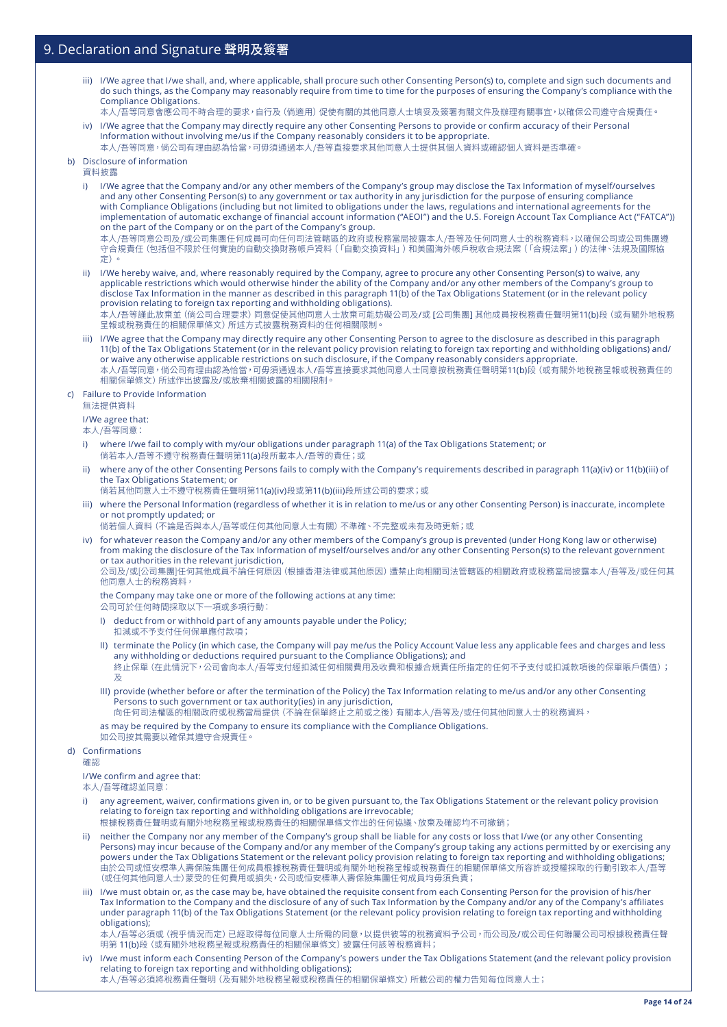## 9. Declaration and Signature 聲明及簽署

iii) I/We agree that I/we shall, and, where applicable, shall procure such other Consenting Person(s) to, complete and sign such documents and do such things, as the Company may reasonably require from time to time for the purposes of ensuring the Company's compliance with the Compliance Obligations.
本人/吾等同意會應公司不時合理的要求，自行及（倘適用）促使有關的其他同意人士填妥及簽署有關文件及辦理有關事宜，以確保公司遵守合規責任。

iv) I/We agree that the Company may directly require any other Consenting Persons to provide or confirm accuracy of their Personal Information without involving me/us if the Company reasonably considers it to be appropriate.
本人/吾等同意，倘公司有理由認為恰當，可毋須通過本人/吾等直接要求其他同意人士提供其個人資料或確認個人資料是否準確。

b) Disclosure of information
資料披露

i) I/We agree that the Company and/or any other members of the Company's group may disclose the Tax Information of myself/ourselves and any other Consenting Person(s) to any government or tax authority in any jurisdiction for the purpose of ensuring compliance with Compliance Obligations (including but not limited to obligations under the laws, regulations and international agreements for the implementation of automatic exchange of financial account information ("AEOI") and the U.S. Foreign Account Tax Compliance Act ("FATCA")) on the part of the Company or on the part of the Company's group.
本人/吾等同意公司及/或公司集團任何成員可向任何司法管轄區的政府或稅務當局披露本人/吾等及任何同意人士的稅務資料，以確保公司或公司集團遵守合規責任（包括但不限於任何實施的自動交換財務帳戶資料（「自動交換資料」）和美國海外帳戶稅收合規法案（「合規法案」）的法律、法規及國際協定）。

ii) I/We hereby waive, and, where reasonably required by the Company, agree to procure any other Consenting Person(s) to waive, any applicable restrictions which would otherwise hinder the ability of the Company and/or any other members of the Company's group to disclose Tax Information in the manner as described in this paragraph 11(b) of the Tax Obligations Statement (or in the relevant policy provision relating to foreign tax reporting and withholding obligations).
本人/吾等謹此放棄並（倘公司合理要求）同意促使其他同意人士放棄可能妨礙公司及/或 [公司集團] 其他成員按稅務責任聲明第11(b)段（或有關外地稅務呈報或稅務責任的相關保單條文）所述方式披露稅務資料的任何相關限制。

iii) I/We agree that the Company may directly require any other Consenting Person to agree to the disclosure as described in this paragraph 11(b) of the Tax Obligations Statement (or in the relevant policy provision relating to foreign tax reporting and withholding obligations) and/ or waive any otherwise applicable restrictions on such disclosure, if the Company reasonably considers appropriate.
本人/吾等同意，倘公司有理由認為恰當，可毋須通過本人/吾等直接要求其他同意人士同意按稅務責任聲明第11(b)段（或有關外地稅務呈報或稅務責任的相關保單條文）所述作出披露及/或放棄相關披露的相關限制。

c) Failure to Provide Information
無法提供資料

I/We agree that:
本人/吾等同意：

i) where I/we fail to comply with my/our obligations under paragraph 11(a) of the Tax Obligations Statement; or
倘若本人/吾等不遵守稅務責任聲明第11(a)段所載本人/吾等的責任；或

ii) where any of the other Consenting Persons fails to comply with the Company's requirements described in paragraph 11(a)(iv) or 11(b)(iii) of the Tax Obligations Statement; or
倘若其他同意人士不遵守稅務責任聲明第11(a)(iv)段或第11(b)(iii)段所述公司的要求；或

iii) where the Personal Information (regardless of whether it is in relation to me/us or any other Consenting Person) is inaccurate, incomplete or not promptly updated; or
倘若個人資料（不論是否與本人/吾等或任何其他同意人士有關）不準確、不完整或未有及時更新；或

iv) for whatever reason the Company and/or any other members of the Company's group is prevented (under Hong Kong law or otherwise) from making the disclosure of the Tax Information of myself/ourselves and/or any other Consenting Person(s) to the relevant government or tax authorities in the relevant jurisdiction,
公司及/或[公司集團]任何其他成員不論任何原因（根據香港法律或其他原因）遭禁止向相關司法管轄區的相關政府或稅務當局披露本人/吾等及/或任何其他同意人士的稅務資料，

the Company may take one or more of the following actions at any time:
公司可於任何時間採取以下一項或多項行動：

I) deduct from or withhold part of any amounts payable under the Policy;
扣減或不予支付任何保單應付款項；

II) terminate the Policy (in which case, the Company will pay me/us the Policy Account Value less any applicable fees and charges and less any withholding or deductions required pursuant to the Compliance Obligations); and
終止保單（在此情況下，公司會向本人/吾等支付經扣減任何相關費用及收費和根據合規責任所指定的任何不予支付或扣減款項後的保單賬戶價值）；及

III) provide (whether before or after the termination of the Policy) the Tax Information relating to me/us and/or any other Consenting Persons to such government or tax authority(ies) in any jurisdiction,
向任何司法權區的相關政府或稅務當局提供（不論在保單終止之前或之後）有關本人/吾等及/或任何其他同意人士的稅務資料，

as may be required by the Company to ensure its compliance with the Compliance Obligations.
如公司按其需要以確保其遵守合規責任。

d) Confirmations
確認

I/We confirm and agree that:
本人/吾等確認並同意：

i) any agreement, waiver, confirmations given in, or to be given pursuant to, the Tax Obligations Statement or the relevant policy provision relating to foreign tax reporting and withholding obligations are irrevocable;
根據稅務責任聲明或有關外地稅務呈報或稅務責任的相關保單條文作出的任何協議、放棄及確認均不可撤銷；

ii) neither the Company nor any member of the Company's group shall be liable for any costs or loss that I/we (or any other Consenting Persons) may incur because of the Company and/or any member of the Company's group taking any actions permitted by or exercising any powers under the Tax Obligations Statement or the relevant policy provision relating to foreign tax reporting and withholding obligations;
由於公司或恒安標準人壽保險集團任何成員根據稅務責任聲明或有關外地稅務呈報或稅務責任的相關保單條文所容許或授權採取的行動引致本人/吾等（或任何其他同意人士）蒙受的任何費用或損失，公司或恒安標準人壽保險集團任何成員均毋須負責；

iii) I/we must obtain or, as the case may be, have obtained the requisite consent from each Consenting Person for the provision of his/her Tax Information to the Company and the disclosure of any of such Tax Information by the Company and/or any of the Company's affiliates under paragraph 11(b) of the Tax Obligations Statement (or the relevant policy provision relating to foreign tax reporting and withholding obligations);
本人/吾等必須或（視乎情況而定）已經取得每位同意人士所需的同意，以提供彼等的稅務資料予公司，而公司及/或公司任何聯屬公司可根據稅務責任聲明第 11(b)段（或有關外地稅務呈報或稅務責任的相關保單條文）披露任何該等稅務資料；

iv) I/we must inform each Consenting Person of the Company's powers under the Tax Obligations Statement (and the relevant policy provision relating to foreign tax reporting and withholding obligations);
本人/吾等必須將稅務責任聲明（及有關外地稅務呈報或稅務責任的相關保單條文）所載公司的權力告知每位同意人士；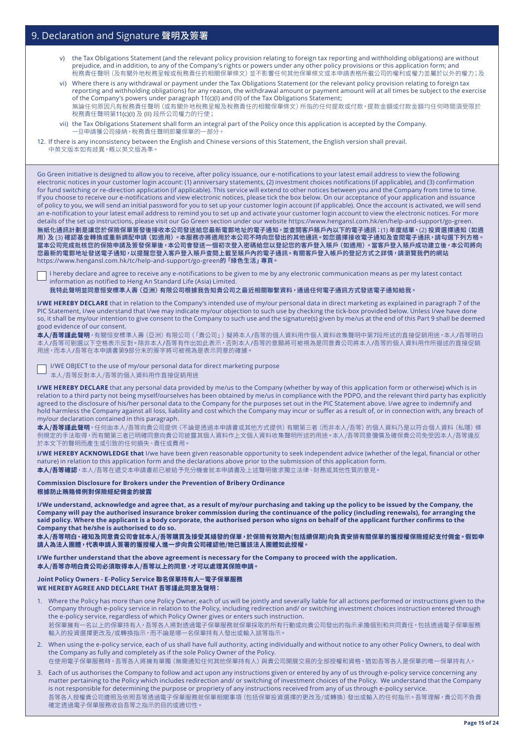## 9. Declaration and Signature 聲明及簽署

v) the Tax Obligations Statement (and the relevant policy provision relating to foreign tax reporting and withholding obligations) are without prejudice, and in addition, to any of the Company's rights or powers under any other policy provisions or this application form; and
稅務責任聲明（及有關外地稅務呈報或稅務責任的相關保單條文）並不影響任何其他保單條文或本申請表格所載公司的權利或權力並屬於以外的權力；及

vi) Where there is any withdrawal or payment under the Tax Obligations Statement (or the relevant policy provision relating to foreign tax reporting and withholding obligations) for any reason, the withdrawal amount or payment amount will at all times be subject to the exercise of the Company's powers under paragraph 11(c)(I) and (II) of the Tax Obligations Statement;
無論任何原因凡有稅務責任聲明（或有關外地稅務呈報及稅務責任的相關保單條文）所指的任何提款或付款，提款金額或付款金額均任何時間須受限於稅務責任聲明第11(c)(I) 及 (II) 段所公司權力的行使；

vii) the Tax Obligations Statement shall form an integral part of the Policy once this application is accepted by the Company.
一旦申請獲公司接納，稅務責任聲明即屬保單的一部分。

12. If there is any inconsistency between the English and Chinese versions of this Statement, the English version shall prevail.
中英文版本如有歧異，概以英文版為準。

---

Go Green initiative is designed to allow you to receive, after policy issuance, our e-notifications to your latest email address to view the following electronic notices in your customer login account: (1) anniversary statements, (2) investment choices notifications (if applicable), and (3) confirmation for fund switching or re-direction application (if applicable). This service will extend to other notices between you and the Company from time to time. If you choose to receive our e-notifications and view electronic notices, please tick the box below. On our acceptance of your application and issuance of policy to you, we will send an initial password for you to set up your customer login account (if applicable). Once the account is activated, we will send an e-notification to your latest email address to remind you to set up and activate your customer login account to view the electronic notices. For more details of the set up instructions, please visit our Go Green section under our website https://www.hengansl.com.hk/en/help-and-support/go-green.

**無紙化通訊計劃是讓您於保險保單簽發後接收本公司發送給您最新電郵地址的電子通知，並查閱客戶賬戶內以下的電子通訊：(1) 年度結單、(2) 投資選擇通知（如適用）及 (3) 確認基金轉換或重新調配申請（如適用）。本服務亦將適用於本公司不時向您發出的其他通訊。如您選擇接收電子通知及查閱電子通訊，請勾選下列方格。當本公司完成批核您的保險申請及簽發保單後，本公司會發送一個初次登入密碼給您以登記您的客戶登入賬戶（如適用）。當客戶登入賬戶成功建立後，本公司將向您最新的電郵地址發送電子通知，以提醒您登入客戶登入賬戶查閱上載至賬戶內的電子通訊。有關客戶登入帳戶的登記方式之詳情，請瀏覽我們的網站** https://www.hengansl.com.hk/tc/help-and-support/go-green**的「綠色生活」專頁。**

☐ I hereby declare and agree to receive any e-notifications to be given to me by any electronic communication means as per my latest contact information as notified to Heng An Standard Life (Asia) Limited.
**我特此聲明並同意恒安標準人壽（亞洲）有限公司根據我告知貴公司之最近相關聯繫資料，通過任何電子通訊方式發送電子通知給我。**

**I/WE HEREBY DECLARE** that in relation to the Company's intended use of my/our personal data in direct marketing as explained in paragraph 7 of the PIC Statement, I/we understand that I/we may indicate my/our objection to such use by checking the tick-box provided below. Unless I/we have done so, it shall be my/our intention to give consent to the Company to such use and the signature(s) given by me/us at the end of this Part 9 shall be deemed good evidence of our consent.
**本人/吾等謹此聲明**，有關恒安標準人壽（亞洲）有限公司（「貴公司」）擬將本人/吾等的個人資料用作個人資料收集聲明中第7段所述的直接促銷用途，本人/吾等明白本人/吾等可剔選以下空格表示反對。除非本人/吾等有作出如此表示，否則本人/吾等的意願將可被視為是同意貴公司將本人/吾等的個人資料用作所描述的直接促銷用途，而本人/吾等在本申請書第9部分末的簽字將可被視為是表示同意的確據。

☐ I/WE OBJECT to the use of my/our personal data for direct marketing purpose
本人/吾等反對本人/吾等的個人資料用作直接促銷用途

**I/WE HEREBY DECLARE** that any personal data provided by me/us to the Company (whether by way of this application form or otherwise) which is in relation to a third party not being myself/ourselves has been obtained by me/us in compliance with the PDPO, and the relevant third party has explicitly agreed to the disclosure of his/her personal data to the Company for the purposes set out in the PIC Statement above. I/we agree to indemnify and hold harmless the Company against all loss, liability and cost which the Company may incur or suffer as a result of, or in connection with, any breach of my/our declaration contained in this paragraph.
**本人/吾等謹此聲明**，任何由本人/吾等向貴公司提供（不論是透過本申請書或其他方式提供）有關第三者（而非本人/吾等）的個人資料乃是以符合個人資料（私隱）條例規定的手法取得，而有關第三者已明確同意向貴公司披露其個人資料作上文個人資料收集聲明所述的用途。本人/吾等同意彌償及確保貴公司免受因本人/吾等違反於本文下的聲明而產生或引致的任何損失、責任或費用。

**I/WE HEREBY ACKNOWLEDGE THAT** I/we have been given reasonable opportunity to seek independent advice (whether of the legal, financial or other nature) in relation to this application form and the declarations above prior to the submission of this application form.
**本人/吾等確認**，本人/吾等在遞交本申請書前已被給予充分機會就本申請書及上述聲明徵求獨立法律、財務或其他性質的意見。

**Commission Disclosure for Brokers under the Prevention of Bribery Ordinance**
**根據防止賄賂條例對保險經紀佣金的披露**

**I/We understand, acknowledge and agree that, as a result of my/our purchasing and taking up the policy to be issued by the Company, the Company will pay the authorised insurance broker commission during the continuance of the policy (including renewals), for arranging the said policy. Where the applicant is a body corporate, the authorised person who signs on behalf of the applicant further confirms to the Company that he/she is authorised to do so.**
**本人/吾等明白、確知及同意貴公司會就本人/吾等購買及接受其繕發的保單，於保險有效期內(包括續保期)向負責安排有關保單的獲授權保險經紀支付佣金。假如申請人為法人團體，代表申請人簽署的獲授權人進一步向貴公司確認他/她已獲該法人團體如此授權。**

**I/We further understand that the above agreement is necessary for the Company to proceed with the application.**
**本人/吾等亦明白貴公司必須取得本人/吾等以上的同意，才可以處理其保險申請。**

**Joint Policy Owners - E-Policy Service 聯名保單持有人—電子保單服務**
**WE HEREBY AGREE AND DECLARE THAT 吾等謹此同意及聲明：**

1. Where the Policy has more than one Policy Owner, each of us will be jointly and severally liable for all actions performed or instructions given to the Company through e-policy service in relation to the Policy, including redirection and/ or switching investment choices instruction entered through the e-policy service, regardless of which Policy Owner gives or enters such instruction.
若保單擁有一名以上的保單持有人，吾等各人將對透過電子保單服務就保單採取的所有行動或向貴公司發出的指示承擔個別和共同責任，包括透過電子保單服務輸入的投資選擇更改及/或轉換指示，而不論是哪一名保單持有人發出或輸入該等指示。

2. When using the e-policy service, each of us shall have full authority, acting individually and without notice to any other Policy Owners, to deal with the Company as fully and completely as if the sole Policy Owner of the Policy.
在使用電子保單服務時，吾等各人將擁有單獨（無需通知任何其他保單持有人）與貴公司開展交易的全部授權和資格，猶如吾等各人是保單的唯一保單持有人。

3. Each of us authorises the Company to follow and act upon any instructions given or entered by any of us through e-policy service concerning any matter pertaining to the Policy which includes redirection and/ or switching of investment choices of the Policy. We understand that the Company is not responsible for determining the purpose or propriety of any instructions received from any of us through e-policy service.
吾等各人授權貴公司遵照及依照吾等透過電子保單服務就保單相關事項（包括保單投資選擇的更改及/或轉換）發出或輸入的任何指示。吾等理解，貴公司不負責確定透過電子保單服務收自吾等之指示的目的或適切性。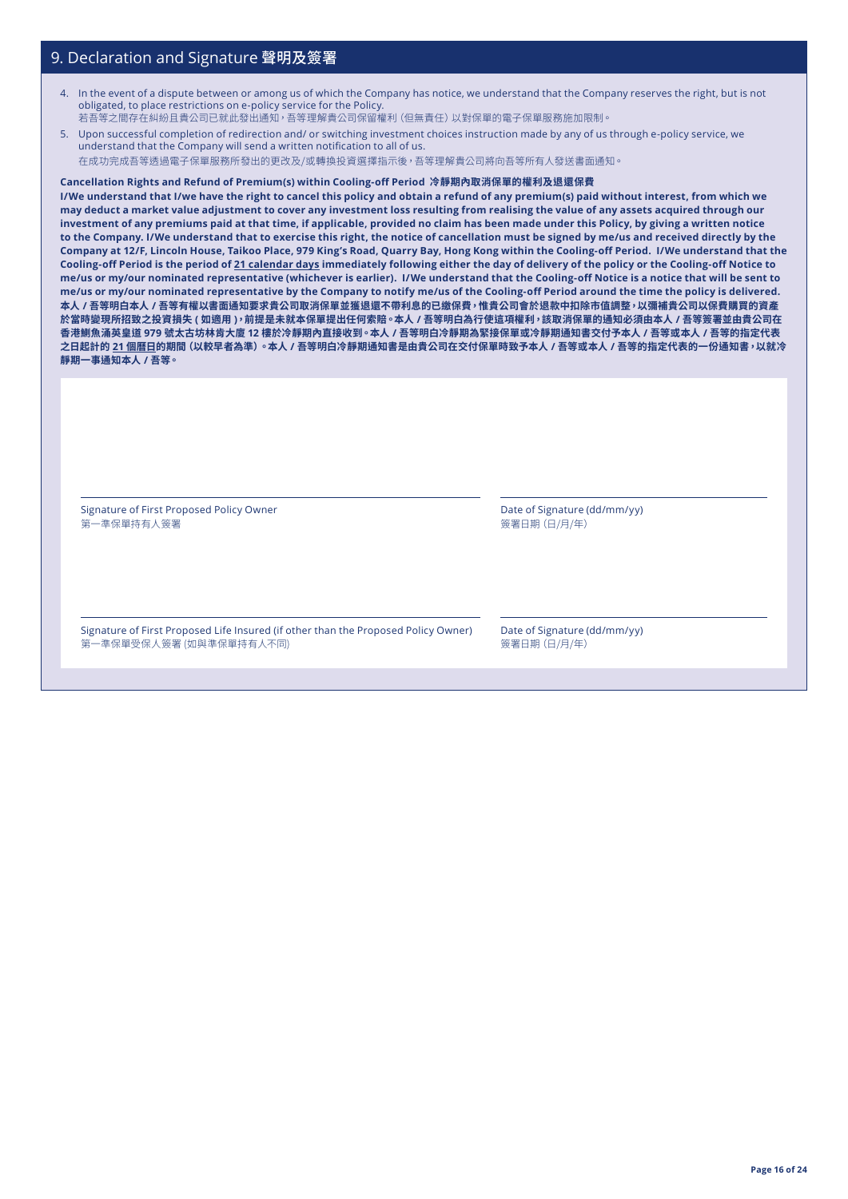## 9. Declaration and Signature 聲明及簽署

4. In the event of a dispute between or among us of which the Company has notice, we understand that the Company reserves the right, but is not obligated, to place restrictions on e-policy service for the Policy.
   若吾等之間存在糾紛且貴公司已就此發出通知，吾等理解貴公司保留權利（但無責任）以對保單的電子保單服務施加限制。
5. Upon successful completion of redirection and/ or switching investment choices instruction made by any of us through e-policy service, we understand that the Company will send a written notification to all of us.
   在成功完成吾等透過電子保單服務所發出的更改及/或轉換投資選擇指示後，吾等理解貴公司將向吾等所有人發送書面通知。

**Cancellation Rights and Refund of Premium(s) within Cooling-off Period 冷靜期內取消保單的權利及退還保費**

**I/We understand that I/we have the right to cancel this policy and obtain a refund of any premium(s) paid without interest, from which we may deduct a market value adjustment to cover any investment loss resulting from realising the value of any assets acquired through our investment of any premiums paid at that time, if applicable, provided no claim has been made under this Policy, by giving a written notice to the Company. I/We understand that to exercise this right, the notice of cancellation must be signed by me/us and received directly by the Company at 12/F, Lincoln House, Taikoo Place, 979 King's Road, Quarry Bay, Hong Kong within the Cooling-off Period. I/We understand that the Cooling-off Period is the period of <u>21 calendar days</u> immediately following either the day of delivery of the policy or the Cooling-off Notice to me/us or my/our nominated representative (whichever is earlier). I/We understand that the Cooling-off Notice is a notice that will be sent to me/us or my/our nominated representative by the Company to notify me/us of the Cooling-off Period around the time the policy is delivered.**
**本人 / 吾等明白本人 / 吾等有權以書面通知要求貴公司取消保單並獲退還不帶利息的已繳保費，惟貴公司會於退款中扣除市值調整，以彌補貴公司以保費購買的資產於當時變現所招致之投資損失 ( 如適用 )，前提是未就本保單提出任何索賠。本人 / 吾等明白為行使這項權利，該取消保單的通知必須由本人 / 吾等簽署並由貴公司在香港鰂魚涌英皇道 979 號太古坊林肯大廈 12 樓於冷靜期內直接收到。本人 / 吾等明白冷靜期為緊接保單或冷靜期通知書交付予本人 / 吾等或本人 / 吾等的指定代表之日起計的 <u>21 個曆日</u>的期間（以較早者為準）。本人 / 吾等明白冷靜期通知書是由貴公司在交付保單時致予本人 / 吾等或本人 / 吾等的指定代表的一份通知書，以就冷靜期一事通知本人 / 吾等。**

| | |
|---|---|
| Signature of First Proposed Policy Owner<br>第一準保單持有人簽署 | Date of Signature (dd/mm/yy)<br>簽署日期（日/月/年） |
| Signature of First Proposed Life Insured (if other than the Proposed Policy Owner)<br>第一準保單受保人簽署 (如與準保單持有人不同) | Date of Signature (dd/mm/yy)<br>簽署日期（日/月/年） |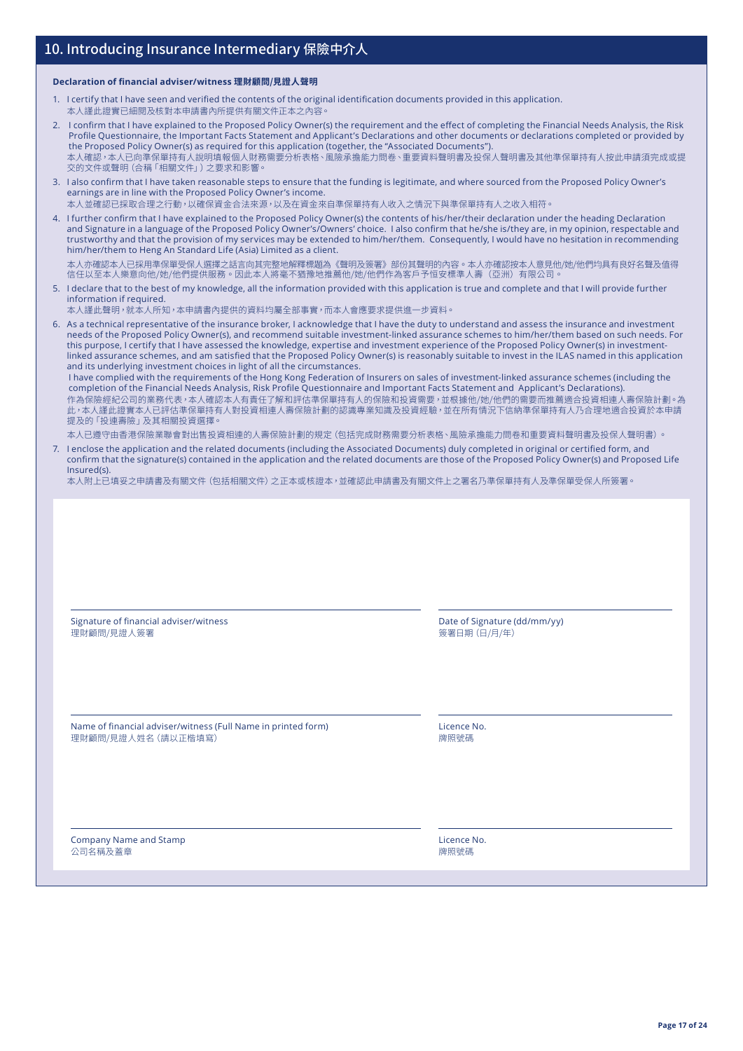## 10. Introducing Insurance Intermediary 保險中介人

**Declaration of financial adviser/witness 理財顧問/見證人聲明**

1. I certify that I have seen and verified the contents of the original identification documents provided in this application.
   本人謹此證實已細閱及核對本申請書內所提供有關文件正本之內容。
2. I confirm that I have explained to the Proposed Policy Owner(s) the requirement and the effect of completing the Financial Needs Analysis, the Risk Profile Questionnaire, the Important Facts Statement and Applicant's Declarations and other documents or declarations completed or provided by the Proposed Policy Owner(s) as required for this application (together, the "Associated Documents").
   本人確認，本人已向準保單持有人說明填報個人財務需要分析表格、風險承擔能力問卷、重要資料聲明書及投保人聲明書及其他準保單持有人按此申請須完成或提交的文件或聲明（合稱「相關文件」）之要求和影響。
3. I also confirm that I have taken reasonable steps to ensure that the funding is legitimate, and where sourced from the Proposed Policy Owner's earnings are in line with the Proposed Policy Owner's income.
   本人並確認已採取合理之行動，以確保資金合法來源，以及在資金來自準保單持有人收入之情況下與準保單持有人之收入相符。
4. I further confirm that I have explained to the Proposed Policy Owner(s) the contents of his/her/their declaration under the heading Declaration and Signature in a language of the Proposed Policy Owner's/Owners' choice. I also confirm that he/she is/they are, in my opinion, respectable and trustworthy and that the provision of my services may be extended to him/her/them. Consequently, I would have no hesitation in recommending him/her/them to Heng An Standard Life (Asia) Limited as a client.
   本人亦確認本人已採用準保單受保人選擇之話言向其完整地解釋標題為《聲明及簽署》部份其聲明的內容。本人亦確認按本人意見他/她/他們均具有良好名聲及值得信任以至本人樂意向他/她/他們提供服務。因此本人將毫不猶豫地推薦他/她/他們作為客戶予恒安標準人壽（亞洲）有限公司。
5. I declare that to the best of my knowledge, all the information provided with this application is true and complete and that I will provide further information if required.
   本人謹此聲明，就本人所知，本申請書內提供的資料均屬全部事實，而本人會應要求提供進一步資料。
6. As a technical representative of the insurance broker, I acknowledge that I have the duty to understand and assess the insurance and investment needs of the Proposed Policy Owner(s), and recommend suitable investment-linked assurance schemes to him/her/them based on such needs. For this purpose, I certify that I have assessed the knowledge, expertise and investment experience of the Proposed Policy Owner(s) in investment-linked assurance schemes, and am satisfied that the Proposed Policy Owner(s) is reasonably suitable to invest in the ILAS named in this application and its underlying investment choices in light of all the circumstances.
   I have complied with the requirements of the Hong Kong Federation of Insurers on sales of investment-linked assurance schemes (including the completion of the Financial Needs Analysis, Risk Profile Questionnaire and Important Facts Statement and Applicant's Declarations).
   作為保險經紀公司的業務代表，本人確認本人有責任了解和評估準保單持有人的保險和投資需要，並根據他/她/他們的需要而推薦適合投資相連人壽保險計劃。為此，本人謹此證實本人已評估準保單持有人對投資相連人壽保險計劃的認識專業知識及投資經驗，並在所有情況下信納準保單持有人乃合理地適合投資於本申請提及的「投連壽險」及其相關投資選擇。
   本人已遵守由香港保險業聯會對出售投資相連的人壽保險計劃的規定（包括完成財務需要分析表格、風險承擔能力問卷和重要資料聲明書及投保人聲明書）。
7. I enclose the application and the related documents (including the Associated Documents) duly completed in original or certified form, and confirm that the signature(s) contained in the application and the related documents are those of the Proposed Policy Owner(s) and Proposed Life Insured(s).
   本人附上已填妥之申請書及有關文件（包括相關文件）之正本或核證本，並確認此申請書及有關文件上之署名乃準保單持有人及準保單受保人所簽署。

| | |
|---|---|
| Signature of financial adviser/witness<br>理財顧問/見證人簽署 | Date of Signature (dd/mm/yy)<br>簽署日期（日/月/年） |
| Name of financial adviser/witness (Full Name in printed form)<br>理財顧問/見證人姓名（請以正楷填寫） | Licence No.<br>牌照號碼 |
| Company Name and Stamp<br>公司名稱及蓋章 | Licence No.<br>牌照號碼 |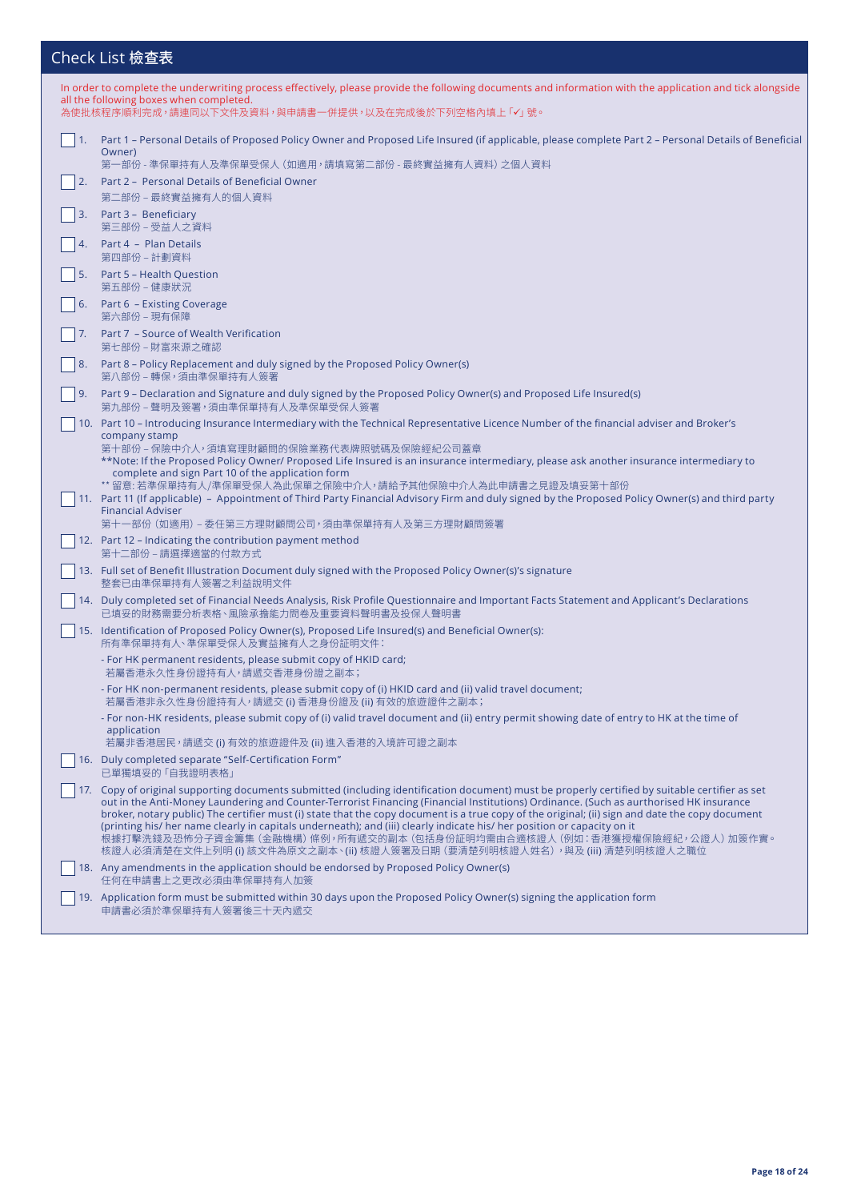## Check List 檢查表

In order to complete the underwriting process effectively, please provide the following documents and information with the application and tick alongside all the following boxes when completed.
為使批核程序順利完成，請連同以下文件及資料，與申請書一併提供，以及在完成後於下列空格內填上「✓」號。

- ☐ 1. Part 1 – Personal Details of Proposed Policy Owner and Proposed Life Insured (if applicable, please complete Part 2 – Personal Details of Beneficial Owner)
  第一部份 - 準保單持有人及準保單受保人（如適用，請填寫第二部份 - 最終實益擁有人資料）之個人資料
- ☐ 2. Part 2 – Personal Details of Beneficial Owner
  第二部份 – 最終實益擁有人的個人資料
- ☐ 3. Part 3 – Beneficiary
  第三部份 – 受益人之資料
- ☐ 4. Part 4 – Plan Details
  第四部份 – 計劃資料
- ☐ 5. Part 5 – Health Question
  第五部份 – 健康狀況
- ☐ 6. Part 6 – Existing Coverage
  第六部份 – 現有保障
- ☐ 7. Part 7 – Source of Wealth Verification
  第七部份 – 財富來源之確認
- ☐ 8. Part 8 – Policy Replacement and duly signed by the Proposed Policy Owner(s)
  第八部份 – 轉保，須由準保單持有人簽署
- ☐ 9. Part 9 – Declaration and Signature and duly signed by the Proposed Policy Owner(s) and Proposed Life Insured(s)
  第九部份 – 聲明及簽署，須由準保單持有人及準保單受保人簽署
- ☐ 10. Part 10 – Introducing Insurance Intermediary with the Technical Representative Licence Number of the financial adviser and Broker's company stamp
  第十部份 – 保險中介人，須填寫理財顧問的保險業務代表牌照號碼及保險經紀公司蓋章
  **Note: If the Proposed Policy Owner/ Proposed Life Insured is an insurance intermediary, please ask another insurance intermediary to complete and sign Part 10 of the application form
  ** 留意：若準保單持有人/準保單受保人為此保單之保險中介人，請給予其他保險中介人為此申請書之見證及填妥第十部份
- ☐ 11. Part 11 (If applicable) – Appointment of Third Party Financial Advisory Firm and duly signed by the Proposed Policy Owner(s) and third party Financial Adviser
  第十一部份（如適用）– 委任第三方理財顧問公司，須由準保單持有人及第三方理財顧問簽署
- ☐ 12. Part 12 – Indicating the contribution payment method
  第十二部份 – 請選擇適當的付款方式
- ☐ 13. Full set of Benefit Illustration Document duly signed with the Proposed Policy Owner(s)'s signature
  整套已由準保單持有人簽署之利益說明文件
- ☐ 14. Duly completed set of Financial Needs Analysis, Risk Profile Questionnaire and Important Facts Statement and Applicant's Declarations
  已填妥的財務需要分析表格、風險承擔能力問卷及重要資料聲明書及投保人聲明書
- ☐ 15. Identification of Proposed Policy Owner(s), Proposed Life Insured(s) and Beneficial Owner(s):
  所有準保單持有人、準保單受保人及實益擁有人之身份證明文件：
  - For HK permanent residents, please submit copy of HKID card;
    若屬香港永久性身份證持有人，請遞交香港身份證之副本；
  - For HK non-permanent residents, please submit copy of (i) HKID card and (ii) valid travel document;
    若屬香港非永久性身份證持有人，請遞交 (i) 香港身份證及 (ii) 有效的旅遊證件之副本；
  - For non-HK residents, please submit copy of (i) valid travel document and (ii) entry permit showing date of entry to HK at the time of application
    若屬非香港居民，請遞交 (i) 有效的旅遊證件及 (ii) 進入香港的入境許可證之副本
- ☐ 16. Duly completed separate "Self-Certification Form"
  已單獨填妥的「自我證明表格」
- ☐ 17. Copy of original supporting documents submitted (including identification document) must be properly certified by suitable certifier as set out in the Anti-Money Laundering and Counter-Terrorist Financing (Financial Institutions) Ordinance. (Such as aurthorised HK insurance broker, notary public) The certifier must (i) state that the copy document is a true copy of the original; (ii) sign and date the copy document (printing his/ her name clearly in capitals underneath); and (iii) clearly indicate his/ her position or capacity on it
  根據打擊洗錢及恐怖分子資金籌集（金融機構）條例，所有遞交的副本（包括身份証明均需由合適核證人（例如：香港獲授權保險經紀，公證人）加簽作實。核證人必須清楚在文件上列明 (i) 該文件為原文之副本、(ii) 核證人簽署及日期（要清楚列明核證人姓名），與及 (iii) 清楚列明核證人之職位
- ☐ 18. Any amendments in the application should be endorsed by Proposed Policy Owner(s)
  任何在申請書上之更改必須由準保單持有人加簽
- ☐ 19. Application form must be submitted within 30 days upon the Proposed Policy Owner(s) signing the application form
  申請書必須於準保單持有人簽署後三十天內遞交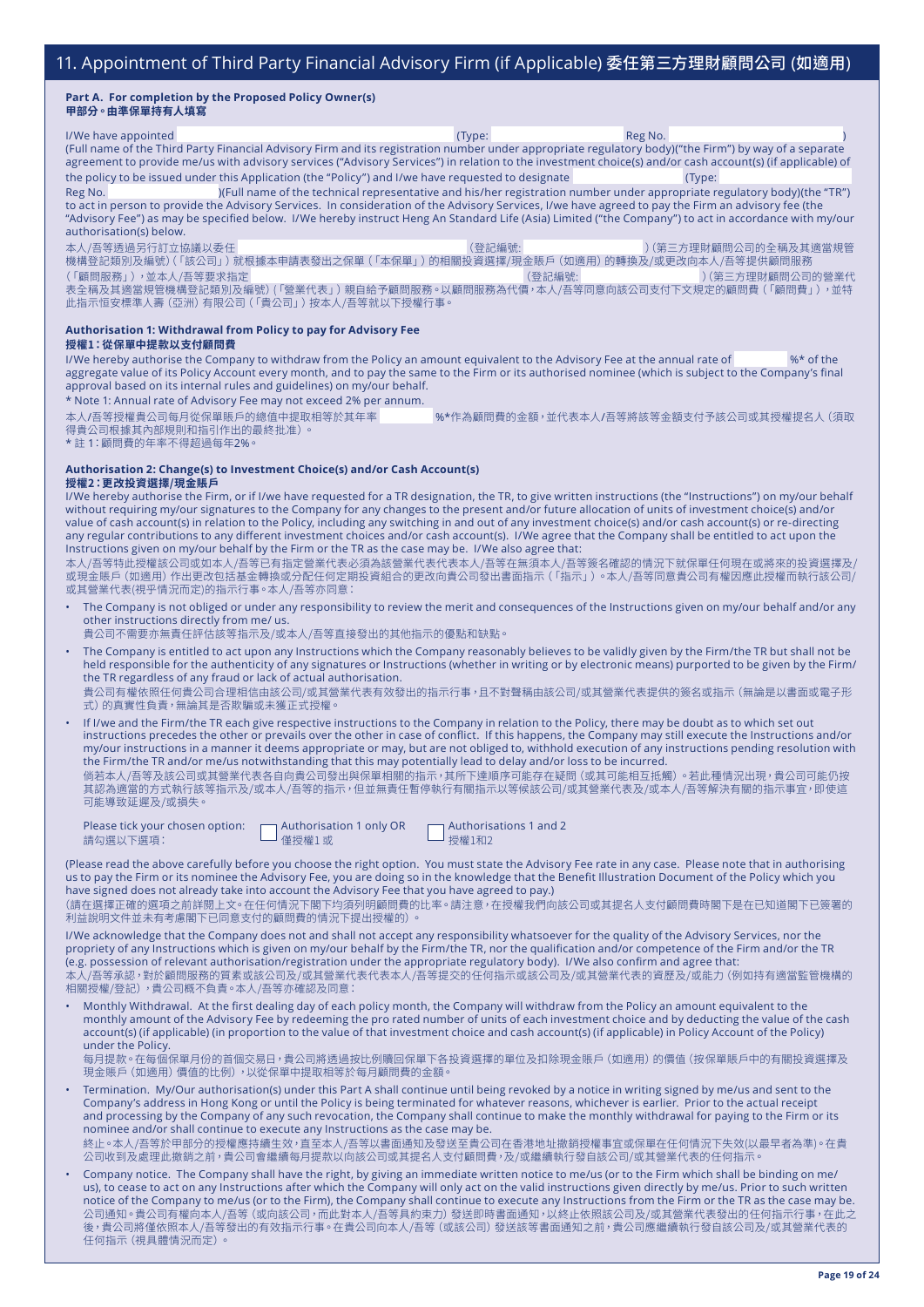## 11. Appointment of Third Party Financial Advisory Firm (if Applicable) 委任第三方理財顧問公司 (如適用)

**Part A. For completion by the Proposed Policy Owner(s)**
**甲部分。由準保單持有人填寫**

I/We have appointed ______________________ (Type: ______________ Reg No. ______________)
(Full name of the Third Party Financial Advisory Firm and its registration number under appropriate regulatory body)("the Firm") by way of a separate agreement to provide me/us with advisory services ("Advisory Services") in relation to the investment choice(s) and/or cash account(s) (if applicable) of the policy to be issued under this Application (the "Policy") and I/we have requested to designate ______________ (Type: ______________
Reg No. ______________)(Full name of the technical representative and his/her registration number under appropriate regulatory body)(the "TR") to act in person to provide the Advisory Services. In consideration of the Advisory Services, I/we have agreed to pay the Firm an advisory fee (the "Advisory Fee") as may be specified below. I/We hereby instruct Heng An Standard Life (Asia) Limited ("the Company") to act in accordance with my/our authorisation(s) below.

本人/吾等透過另行訂立協議以委任______________（登記編號: ______________）(第三方理財顧問公司的全稱及其適當規管機構登記類別及編號)（「該公司」）就根據本申請表發出之保單（「本保單」）的相關投資選擇/現金賬戶（如適用）的轉換及/或更改向本人/吾等提供顧問服務（「顧問服務」），並本人/吾等要求指定______________（登記編號: ______________）(第三方理財顧問公司的營業代表全稱及其適當規管機構登記類別及編號)（「營業代表」）親自給予顧問服務。以顧問服務為代價，本人/吾等同意向該公司支付下文規定的顧問費（「顧問費」），並特此指示恒安標準人壽（亞洲）有限公司（「貴公司」）按本人/吾等就以下授權行事。

**Authorisation 1: Withdrawal from Policy to pay for Advisory Fee**
**授權1：從保單中提款以支付顧問費**

I/We hereby authorise the Company to withdraw from the Policy an amount equivalent to the Advisory Fee at the annual rate of ________ %* of the aggregate value of its Policy Account every month, and to pay the same to the Firm or its authorised nominee (which is subject to the Company's final approval based on its internal rules and guidelines) on my/our behalf.
* Note 1: Annual rate of Advisory Fee may not exceed 2% per annum.

本人/吾等授權貴公司每月從保單賬戶的總價中提取相等於其年率________%*作為顧問費的金額，並代表本人/吾等將該等金額支付予該公司或其授權提名人（須取得貴公司根據其內部規則和指引作出的最終批准）。
* 註 1：顧問費的年率不得超過每年2%。

**Authorisation 2: Change(s) to Investment Choice(s) and/or Cash Account(s)**
**授權2：更改投資選擇/現金賬戶**

I/We hereby authorise the Firm, or if I/we have requested for a TR designation, the TR, to give written instructions (the "Instructions") on my/our behalf without requiring my/our signatures to the Company for any changes to the present and/or future allocation of units of investment choice(s) and/or value of cash account(s) in relation to the Policy, including any switching in and out of any investment choice(s) and/or cash account(s) or re-directing any regular contributions to any different investment choices and/or cash account(s). I/We agree that the Company shall be entitled to act upon the Instructions given on my/our behalf by the Firm or the TR as the case may be. I/We also agree that:

本人/吾等特此授權該公司或如本人/吾等已有指定營業代表必須為該營業代表代表本人/吾等在無須本人/吾等簽名確認的情況下就保單任何現在或將來的投資選擇及/或現金賬戶（如適用）作出更改包括基金轉換或分配任何定期投資組合的更改向貴公司發出書面指示（「指示」）。本人/吾等同意貴公司有權因應此授權而執行該公司/或其營業代表(視乎情況而定)的指示行事。本人/吾等亦同意：

- The Company is not obliged or under any responsibility to review the merit and consequences of the Instructions given on my/our behalf and/or any other instructions directly from me/ us.
  貴公司不需要亦無責任評估該等指示及/或本人/吾等直接發出的其他指示的優點和缺點。
- The Company is entitled to act upon any Instructions which the Company reasonably believes to be validly given by the Firm/the TR but shall not be held responsible for the authenticity of any signatures or Instructions (whether in writing or by electronic means) purported to be given by the Firm/ the TR regardless of any fraud or lack of actual authorisation.
  貴公司有權依照任何貴公司合理相信由該公司/或其營業代表有效發出的指示行事，且不對聲稱由該公司/或其營業代表提供的簽名或指示（無論是以書面或電子形式）的真實性負責，無論其是否欺騙或未獲正式授權。
- If I/we and the Firm/the TR each give respective instructions to the Company in relation to the Policy, there may be doubt as to which set out instructions precedes the other or prevails over the other in case of conflict. If this happens, the Company may still execute the Instructions and/or my/our instructions in a manner it deems appropriate or may, but are not obliged to, withhold execution of any instructions pending resolution with the Firm/the TR and/or me/us notwithstanding that this may potentially lead to delay and/or loss to be incurred.
  倘若本人/吾等及該公司或其營業代表各自向貴公司發出與保單相關的指示，其所下達順序可能存在疑問（或其可能相互抵觸）。若此種情況出現，貴公司可能仍按其認為適當的方式執行該等指示及/或本人/吾等的指示，但並無責任暫停執行有關指示以等候該公司/或其營業代表及/或本人/吾等解決有關的指示事宜，即使這可能導致延遲及/或損失。

Please tick your chosen option: 請勾選以下選項：
☐ Authorisation 1 only OR 僅授權1 或
☐ Authorisations 1 and 2 授權1和2

(Please read the above carefully before you choose the right option. You must state the Advisory Fee rate in any case. Please note that in authorising us to pay the Firm or its nominee the Advisory Fee, you are doing so in the knowledge that the Benefit Illustration Document of the Policy which you have signed does not already take into account the Advisory Fee that you have agreed to pay.)
(請在選擇正確的選項之前詳閱上文。在任何情況下閣下均須列明顧問費的比率。請注意，在授權我們向該公司或其提名人支付顧問費時閣下是在已知道閣下已簽署的利益說明文件並未有考慮閣下已同意支付的顧問費的情況下提出授權的)。

I/We acknowledge that the Company does not and shall not accept any responsibility whatsoever for the quality of the Advisory Services, nor the propriety of any Instructions which is given on my/our behalf by the Firm/the TR, nor the qualification and/or competence of the Firm and/or the TR (e.g. possession of relevant authorisation/registration under the appropriate regulatory body). I/We also confirm and agree that:
本人/吾等承認，對於顧問服務的質素或該公司及/或其營業代表代表本人/吾等提交的任何指示或該公司及/或其營業代表的資歷及/或能力（例如持有適當監管機構的相關授權/登記），貴公司概不負責。本人/吾等亦確認及同意：

- Monthly Withdrawal. At the first dealing day of each policy month, the Company will withdraw from the Policy an amount equivalent to the monthly amount of the Advisory Fee by redeeming the pro rated number of units of each investment choice and by deducting the value of the cash account(s) (if applicable) (in proportion to the value of that investment choice and cash account(s) (if applicable) in Policy Account of the Policy) under the Policy.
  每月提款。在每個保單月份的首個交易日，貴公司將透過按比例贖回保單下各投資選擇的單位及扣除現金賬戶（如適用）的價值（按保單賬戶中的有關投資選擇及現金賬戶（如適用）價值的比例），以從保單中提取相等於每月顧問費的金額。
- Termination. My/Our authorisation(s) under this Part A shall continue until being revoked by a notice in writing signed by me/us and sent to the Company's address in Hong Kong or until the Policy is being terminated for whatever reasons, whichever is earlier. Prior to the actual receipt and processing by the Company of any such revocation, the Company shall continue to make the monthly withdrawal for paying to the Firm or its nominee and/or shall continue to execute any Instructions as the case may be.
  終止。本人/吾等於甲部分的授權應持續生效，直至本人/吾等以書面通知及發送至貴公司在香港地址撤銷授權事宜或保單在任何情況下失效(以最早者為準)。在貴公司收到及處理此撤銷之前，貴公司會繼續每月提款以向該公司或其提名人支付顧問費，及/或繼續執行發自該公司/或其營業代表的任何指示。
- Company notice. The Company shall have the right, by giving an immediate written notice to me/us (or to the Firm which shall be binding on me/ us), to cease to act on any Instructions after which the Company will only act on the valid instructions given directly by me/us. Prior to such written notice of the Company to me/us (or to the Firm), the Company shall continue to execute any Instructions from the Firm or the TR as the case may be.
  公司通知。貴公司有權向本人/吾等（或向該公司，而此對本人/吾等具約束力）發送即時書面通知，以終止依照該公司及/或其營業代表發出的任何指示行事，在此之後，貴公司將僅依照本人/吾等發出的有效指示行事。在貴公司向本人/吾等（或該公司）發送該等書面通知之前，貴公司應繼續執行發自該公司及/或其營業代表的任何指示（視具體情況而定）。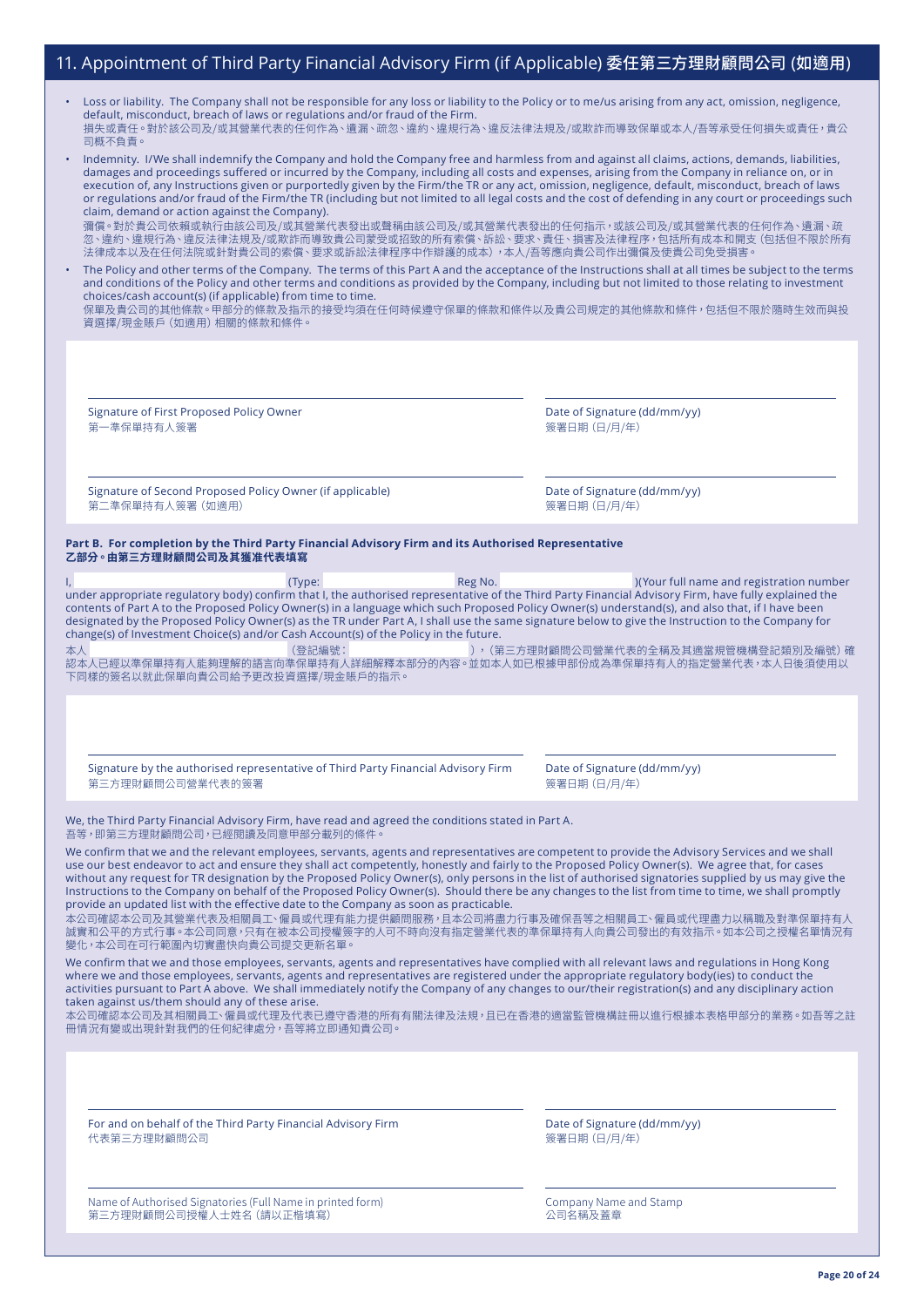## 11. Appointment of Third Party Financial Advisory Firm (if Applicable) 委任第三方理財顧問公司 (如適用)

- Loss or liability. The Company shall not be responsible for any loss or liability to the Policy or to me/us arising from any act, omission, negligence, default, misconduct, breach of laws or regulations and/or fraud of the Firm.
  損失或責任。對於該公司及/或其營業代表的任何作為、遺漏、疏忽、違約、違規行為、違反法律法規及/或欺詐而導致保單或本人/吾等承受任何損失或責任，貴公司概不負責。
- Indemnity. I/We shall indemnify the Company and hold the Company free and harmless from and against all claims, actions, demands, liabilities, damages and proceedings suffered or incurred by the Company, including all costs and expenses, arising from the Company in reliance on, or in execution of, any Instructions given or purportedly given by the Firm/the TR or any act, omission, negligence, default, misconduct, breach of laws or regulations and/or fraud of the Firm/the TR (including but not limited to all legal costs and the cost of defending in any court or proceedings such claim, demand or action against the Company).
  彌償。對於貴公司依賴或執行由該公司及/或其營業代表發出或聲稱由該公司及/或其營業代表發出的任何指示，或該公司及/或其營業代表的任何作為、遺漏、疏忽、違約、違規行為、違反法律法規及/或欺詐而導致貴公司蒙受或招致的所有索償、訴訟、要求、責任、損害及法律程序，包括所有成本和開支（包括但不限於所有法律成本以及在任何法院或針對貴公司的索償、要求或訴訟法律程序中作辯護的成本），本人/吾等應向貴公司作出彌償及使貴公司免受損害。
- The Policy and other terms of the Company. The terms of this Part A and the acceptance of the Instructions shall at all times be subject to the terms and conditions of the Policy and other terms and conditions as provided by the Company, including but not limited to those relating to investment choices/cash account(s) (if applicable) from time to time.
  保單及貴公司的其他條款。甲部分的條款及指示的接受均須在任何時候遵守保單的條款和條件以及貴公司規定的其他條款和條件，包括但不限於隨時生效而與投資選擇/現金賬戶（如適用）相關的條款和條件。

Signature of First Proposed Policy Owner
第一準保單持有人簽署

Date of Signature (dd/mm/yy)
簽署日期（日/月/年）

Signature of Second Proposed Policy Owner (if applicable)
第二準保單持有人簽署（如適用）

Date of Signature (dd/mm/yy)
簽署日期（日/月/年）

**Part B. For completion by the Third Party Financial Advisory Firm and its Authorised Representative**
**乙部分。由第三方理財顧問公司及其獲准代表填寫**

I, ______________ (Type: ______________ Reg No. ______________ )(Your full name and registration number under appropriate regulatory body) confirm that I, the authorised representative of the Third Party Financial Advisory Firm, have fully explained the contents of Part A to the Proposed Policy Owner(s) in a language which such Proposed Policy Owner(s) understand(s), and also that, if I have been designated by the Proposed Policy Owner(s) as the TR under Part A, I shall use the same signature below to give the Instruction to the Company for change(s) of Investment Choice(s) and/or Cash Account(s) of the Policy in the future.
本人 ______________（登記編號：______________ ），（第三方理財顧問公司營業代表的全稱及其適當規管機構登記類別及編號）確認本人已經以準保單持有人能夠理解的語言向準保單持有人詳細解釋本部分的內容。並如本人如已根據甲部份成為準保單持有人的指定營業代表，本人日後須使用以下同樣的簽名以就此保單向貴公司給予更改投資選擇/現金賬戶的指示。

Signature by the authorised representative of Third Party Financial Advisory Firm
第三方理財顧問公司營業代表的簽署

Date of Signature (dd/mm/yy)
簽署日期（日/月/年）

We, the Third Party Financial Advisory Firm, have read and agreed the conditions stated in Part A.
吾等，即第三方理財顧問公司，已經閱讀及同意甲部分載列的條件。

We confirm that we and the relevant employees, servants, agents and representatives are competent to provide the Advisory Services and we shall use our best endeavor to act and ensure they shall act competently, honestly and fairly to the Proposed Policy Owner(s). We agree that, for cases without any request for TR designation by the Proposed Policy Owner(s), only persons in the list of authorised signatories supplied by us may give the Instructions to the Company on behalf of the Proposed Policy Owner(s). Should there be any changes to the list from time to time, we shall promptly provide an updated list with the effective date to the Company as soon as practicable.
本公司確認本公司及其營業代表及相關員工、僱員或代理有能力提供顧問服務，且本公司將盡力行事及確保吾等之相關員工、僱員或代理盡力以稱職及對準保單持有人誠實和公平的方式行事。本公司同意，只有在被本公司授權簽字的人可不時向沒有指定營業代表的準保單持有人向貴公司發出的有效指示。如本公司之授權名單情況有變化，本公司在可行範圍內切實盡快向貴公司提交更新名單。

We confirm that we and those employees, servants, agents and representatives have complied with all relevant laws and regulations in Hong Kong where we and those employees, servants, agents and representatives are registered under the appropriate regulatory body(ies) to conduct the activities pursuant to Part A above. We shall immediately notify the Company of any changes to our/their registration(s) and any disciplinary action taken against us/them should any of these arise.
本公司確認本公司及其相關員工、僱員或代理及代表已遵守香港的所有有關法律及法規，且已在香港的適當監管機構註冊以進行根據本表格甲部分的業務。如吾等之註冊情況有變或出現針對我們的任何紀律處分，吾等將立即通知貴公司。

For and on behalf of the Third Party Financial Advisory Firm
代表第三方理財顧問公司

Date of Signature (dd/mm/yy)
簽署日期（日/月/年）

Name of Authorised Signatories (Full Name in printed form)
第三方理財顧問公司授權人士姓名（請以正楷填寫）

Company Name and Stamp
公司名稱及蓋章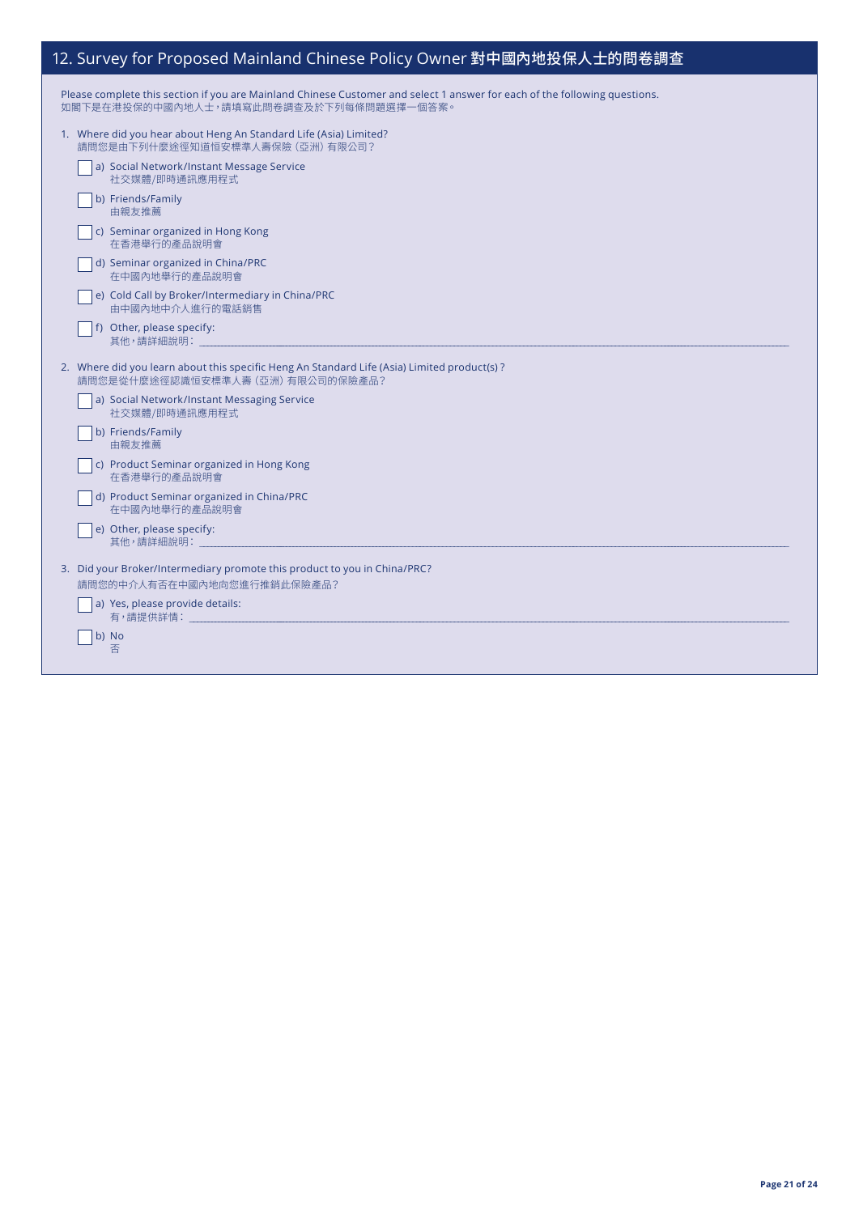## 12. Survey for Proposed Mainland Chinese Policy Owner 對中國內地投保人士的問卷調查

Please complete this section if you are Mainland Chinese Customer and select 1 answer for each of the following questions.
如閣下是在港投保的中國內地人士，請填寫此問卷調查及於下列每條問題選擇一個答案。

1. Where did you hear about Heng An Standard Life (Asia) Limited?
   請問您是由下列什麼途徑知道恒安標準人壽保險（亞洲）有限公司？

   - ☐ a) Social Network/Instant Message Service
     社交媒體/即時通訊應用程式
   - ☐ b) Friends/Family
     由親友推薦
   - ☐ c) Seminar organized in Hong Kong
     在香港舉行的產品說明會
   - ☐ d) Seminar organized in China/PRC
     在中國內地舉行的產品說明會
   - ☐ e) Cold Call by Broker/Intermediary in China/PRC
     由中國內地中介人進行的電話銷售
   - ☐ f) Other, please specify:
     其他，請詳細說明：\_\_\_\_\_\_\_\_\_\_\_\_\_\_\_\_\_\_\_\_

2. Where did you learn about this specific Heng An Standard Life (Asia) Limited product(s) ?
   請問您是從什麼途徑認識恒安標準人壽（亞洲）有限公司的保險產品？

   - ☐ a) Social Network/Instant Messaging Service
     社交媒體/即時通訊應用程式
   - ☐ b) Friends/Family
     由親友推薦
   - ☐ c) Product Seminar organized in Hong Kong
     在香港舉行的產品說明會
   - ☐ d) Product Seminar organized in China/PRC
     在中國內地舉行的產品說明會
   - ☐ e) Other, please specify:
     其他，請詳細說明：\_\_\_\_\_\_\_\_\_\_\_\_\_\_\_\_\_\_\_\_

3. Did your Broker/Intermediary promote this product to you in China/PRC?
   請問您的中介人有否在中國內地向您進行推銷此保險產品？

   - ☐ a) Yes, please provide details:
     有，請提供詳情：\_\_\_\_\_\_\_\_\_\_\_\_\_\_\_\_\_\_\_\_
   - ☐ b) No
     否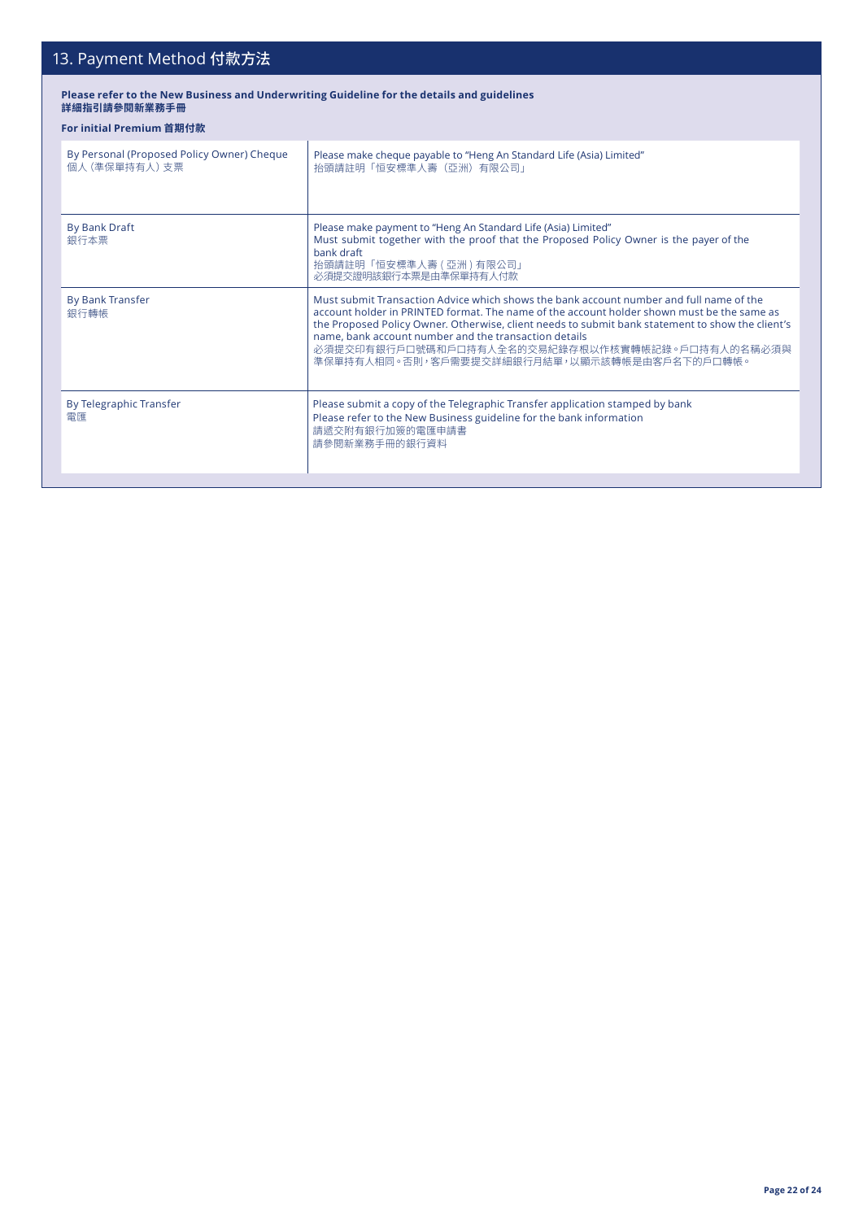## 13. Payment Method 付款方法

**Please refer to the New Business and Underwriting Guideline for the details and guidelines**
**詳細指引請參閱新業務手冊**

**For initial Premium 首期付款**

| | |
|---|---|
| By Personal (Proposed Policy Owner) Cheque<br>個人 (準保單持有人) 支票 | Please make cheque payable to "Heng An Standard Life (Asia) Limited"<br>抬頭請註明「恒安標準人壽（亞洲）有限公司」 |
| By Bank Draft<br>銀行本票 | Please make payment to "Heng An Standard Life (Asia) Limited"<br>Must submit together with the proof that the Proposed Policy Owner is the payer of the bank draft<br>抬頭請註明「恒安標準人壽 ( 亞洲 ) 有限公司」<br>必須提交證明該銀行本票是由準保單持有人付款 |
| By Bank Transfer<br>銀行轉帳 | Must submit Transaction Advice which shows the bank account number and full name of the account holder in PRINTED format. The name of the account holder shown must be the same as the Proposed Policy Owner. Otherwise, client needs to submit bank statement to show the client's name, bank account number and the transaction details<br>必須提交印有銀行戶口號碼和戶口持有人全名的交易紀錄存根以作核實轉帳記錄。戶口持有人的名稱必須與準保單持有人相同。否則，客戶需要提交詳細銀行月結單，以顯示該轉帳是由客戶名下的戶口轉帳。 |
| By Telegraphic Transfer<br>電匯 | Please submit a copy of the Telegraphic Transfer application stamped by bank<br>Please refer to the New Business guideline for the bank information<br>請遞交附有銀行加簽的電匯申請書<br>請參閱新業務手冊的銀行資料 |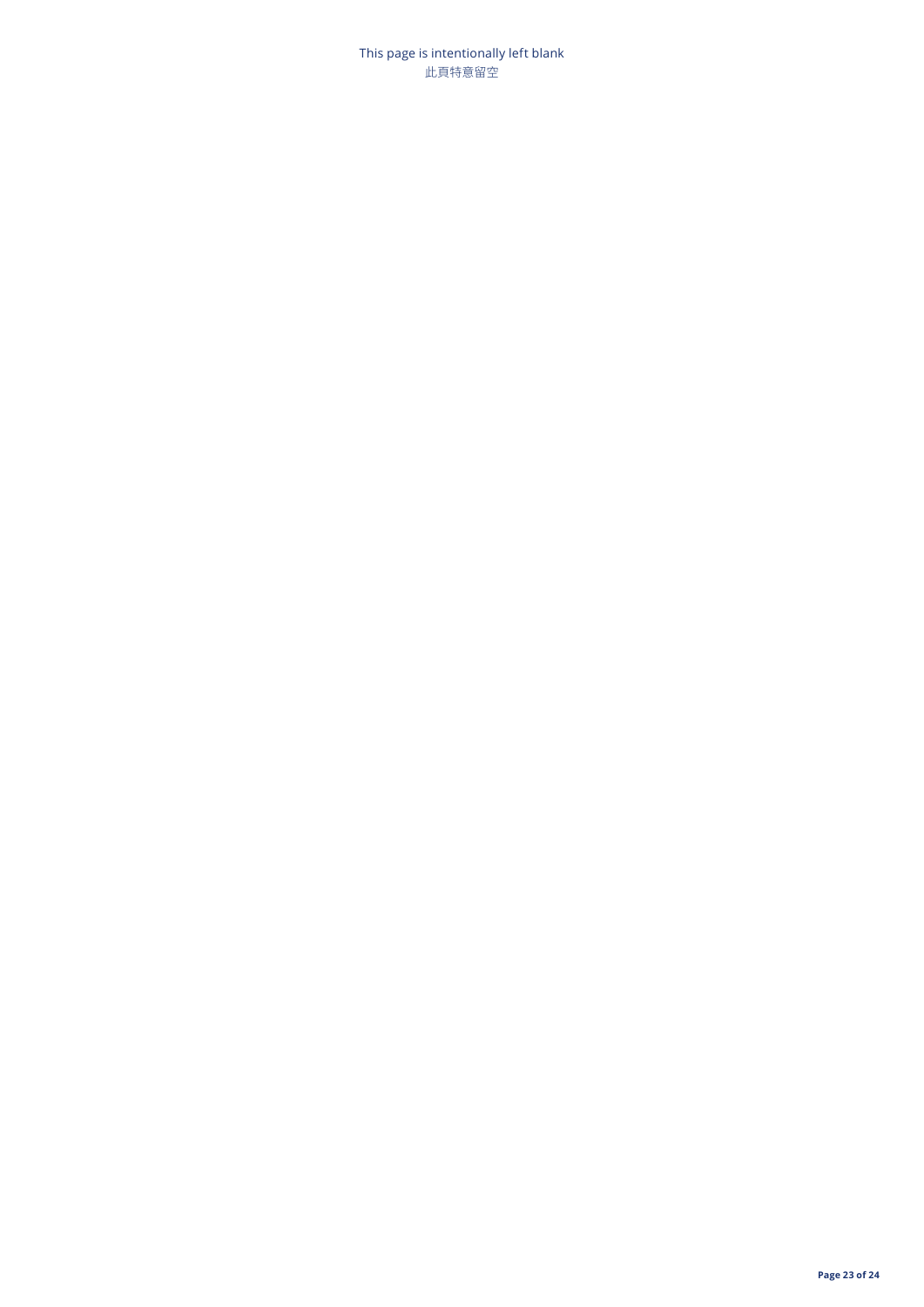This page is intentionally left blank
此頁特意留空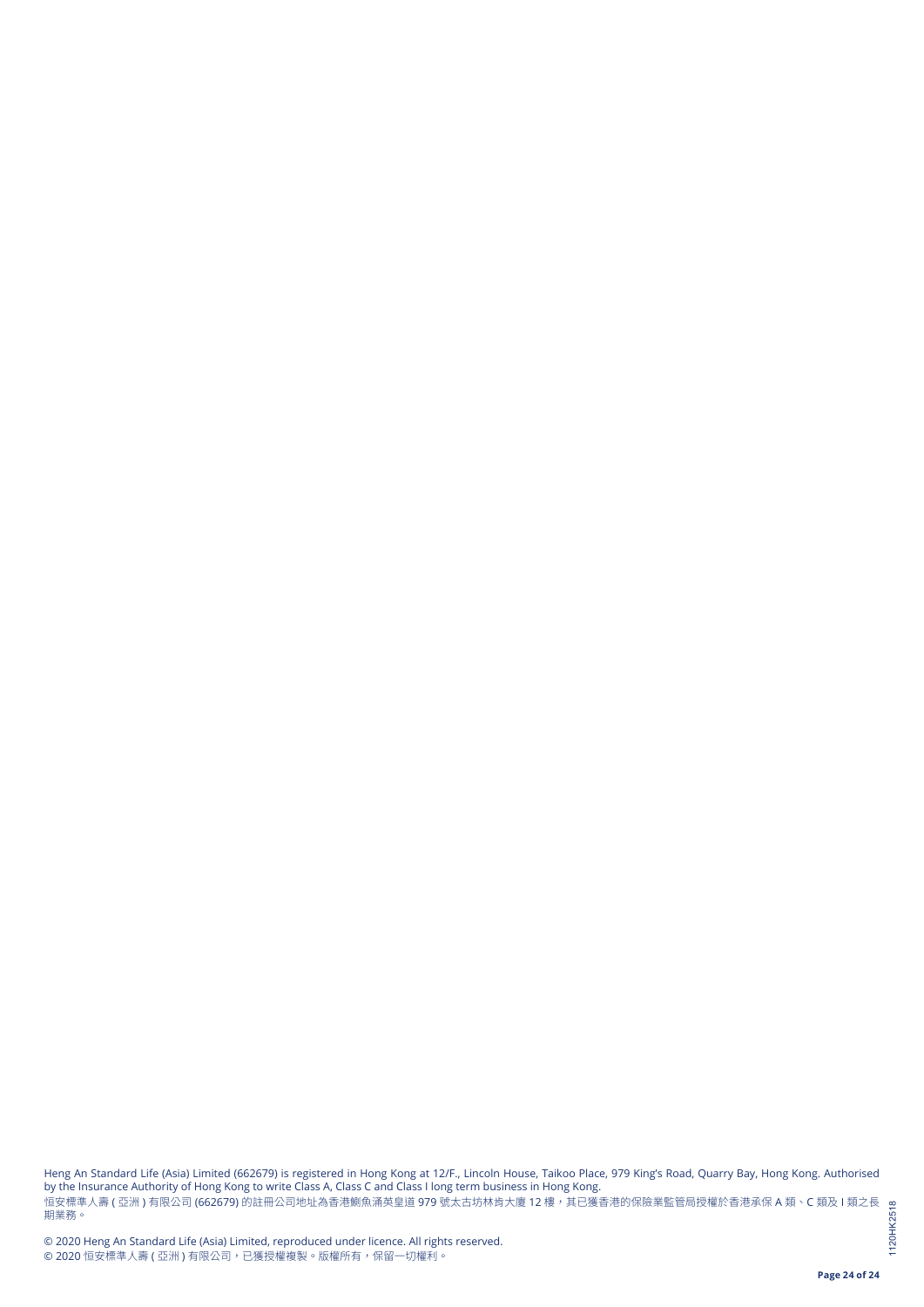Heng An Standard Life (Asia) Limited (662679) is registered in Hong Kong at 12/F., Lincoln House, Taikoo Place, 979 King's Road, Quarry Bay, Hong Kong. Authorised by the Insurance Authority of Hong Kong to write Class A, Class C and Class I long term business in Hong Kong.

恒安標準人壽 ( 亞洲 ) 有限公司 (662679) 的註冊公司地址為香港鰂魚涌英皇道 979 號太古坊林肯大廈 12 樓，其已獲香港的保險業監管局授權於香港承保 A 類、C 類及 I 類之長期業務。

© 2020 Heng An Standard Life (Asia) Limited, reproduced under licence. All rights reserved.

© 2020 恒安標準人壽 ( 亞洲 ) 有限公司，已獲授權複製。版權所有，保留一切權利。

1120HK2518